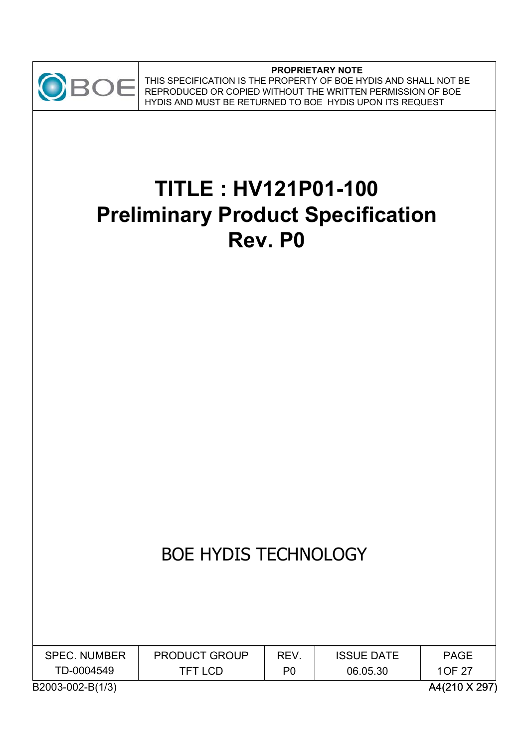**PROPRIETARY NOTE**

THIS SPECIFICATION IS THE PROPERTY OF BOE HYDIS AND SHALL NOT BE REPRODUCED OR COPIED WITHOUT THE WRITTEN PERMISSION OF BOE HYDIS AND MUST BE RETURNED TO BOE HYDIS UPON ITS REQUEST

# TITLE : HV121P01-100
# Preliminary Product Specification
# Rev. P0

BOE HYDIS TECHNOLOGY

| SPEC. NUMBER | PRODUCT GROUP | REV. | ISSUE DATE | PAGE |
|---|---|---|---|---|
| TD-0004549 | TFT LCD | P0 | 06.05.30 | 1OF 27 |

B2003-002-B(1/3)　　A4(210 X 297)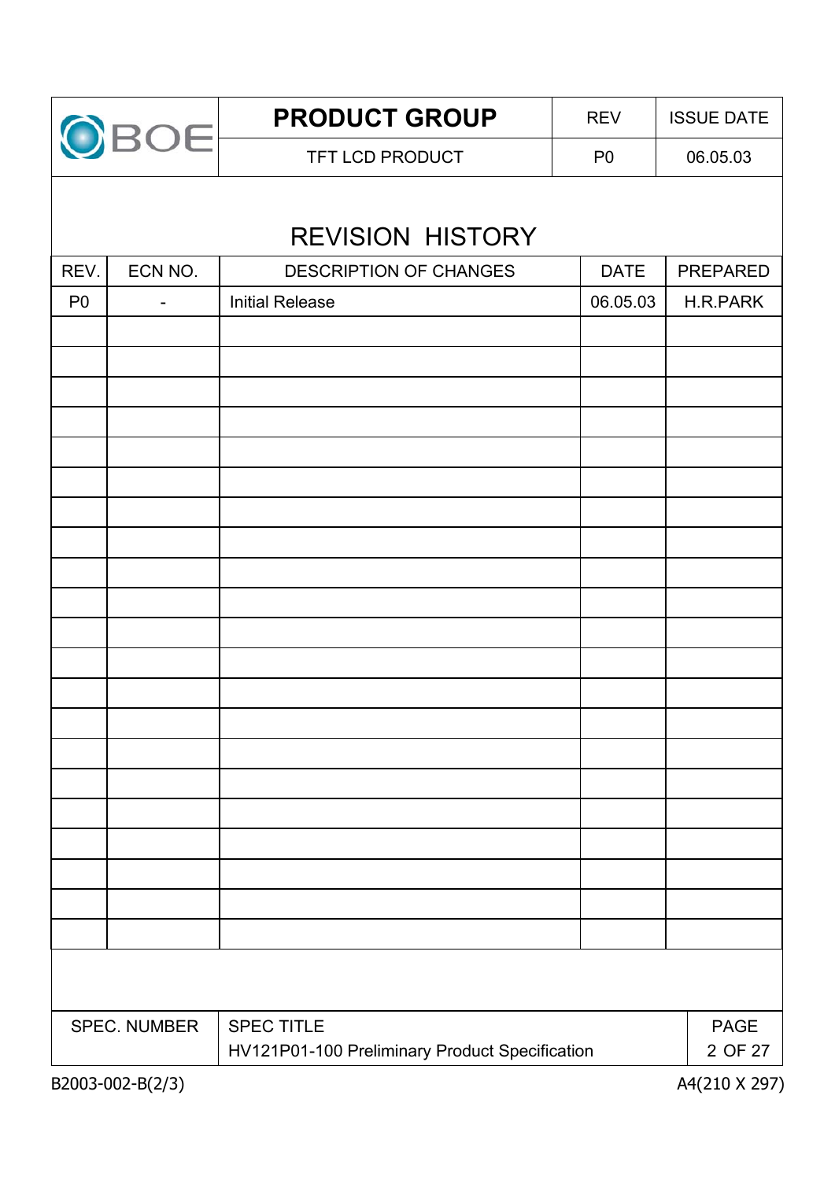# REVISION HISTORY

| REV. | ECN NO. | DESCRIPTION OF CHANGES | DATE | PREPARED |
|---|---|---|---|---|
| P0 | - | Initial Release | 06.05.03 | H.R.PARK |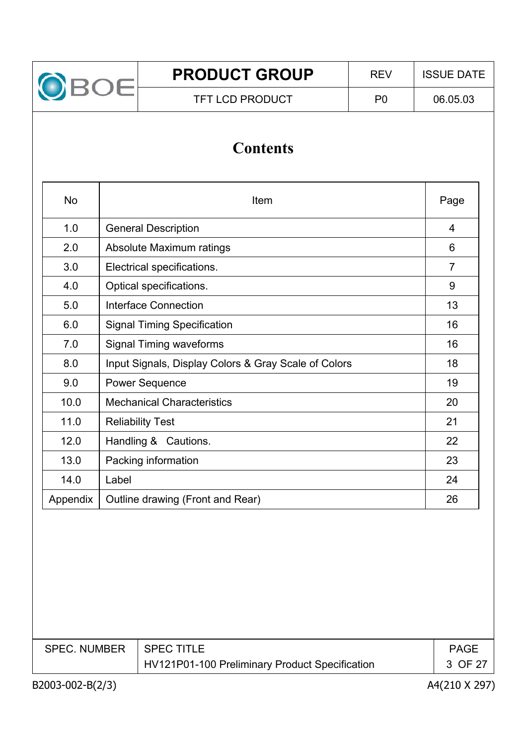# Contents

| No | Item | Page |
|---|---|---|
| 1.0 | General Description | 4 |
| 2.0 | Absolute Maximum ratings | 6 |
| 3.0 | Electrical specifications. | 7 |
| 4.0 | Optical specifications. | 9 |
| 5.0 | Interface Connection | 13 |
| 6.0 | Signal Timing Specification | 16 |
| 7.0 | Signal Timing waveforms | 16 |
| 8.0 | Input Signals, Display Colors & Gray Scale of Colors | 18 |
| 9.0 | Power Sequence | 19 |
| 10.0 | Mechanical Characteristics | 20 |
| 11.0 | Reliability Test | 21 |
| 12.0 | Handling & Cautions. | 22 |
| 13.0 | Packing information | 23 |
| 14.0 | Label | 24 |
| Appendix | Outline drawing (Front and Rear) | 26 |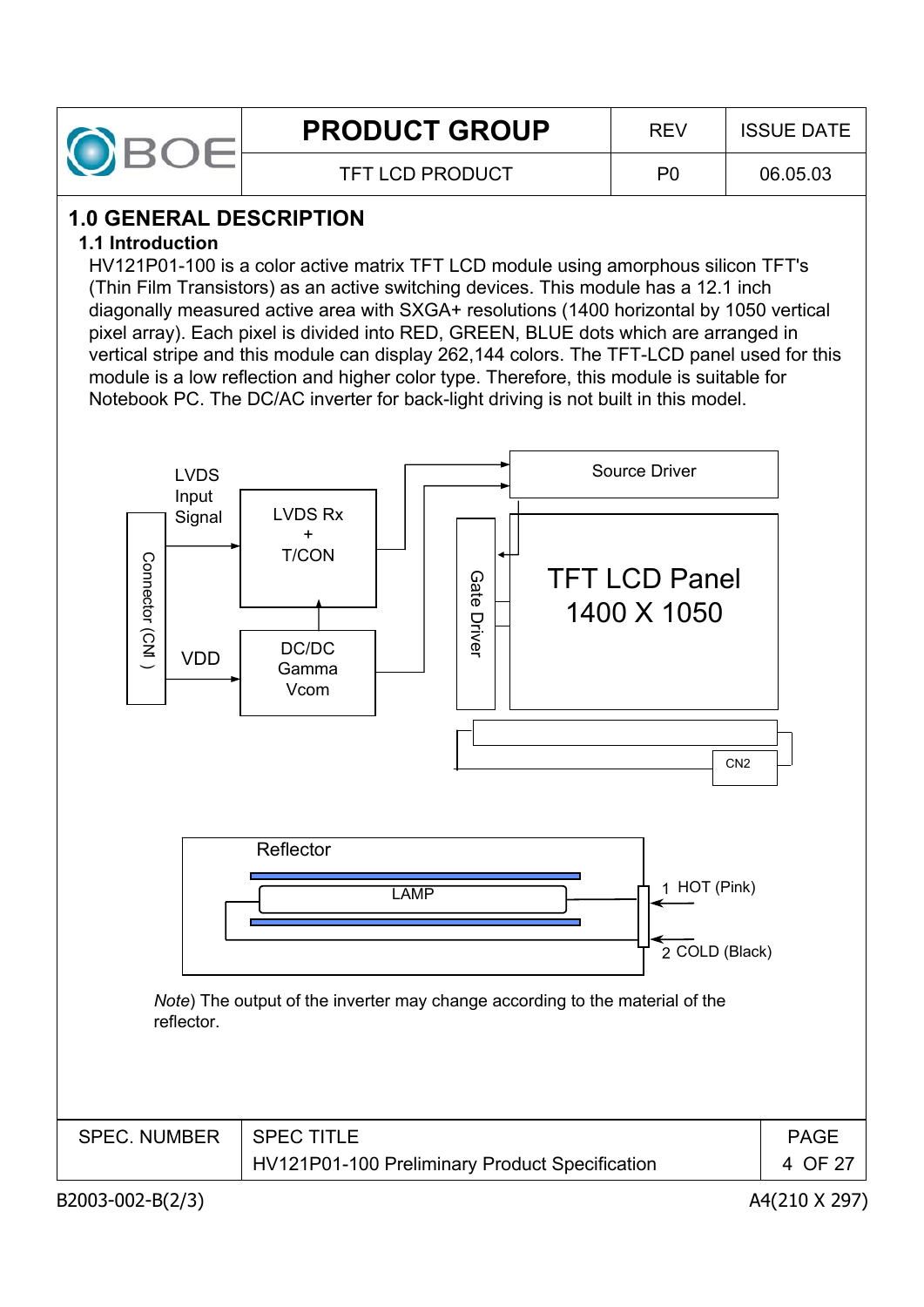# 1.0 GENERAL DESCRIPTION

## 1.1 Introduction

HV121P01-100 is a color active matrix TFT LCD module using amorphous silicon TFT's (Thin Film Transistors) as an active switching devices. This module has a 12.1 inch diagonally measured active area with SXGA+ resolutions (1400 horizontal by 1050 vertical pixel array). Each pixel is divided into RED, GREEN, BLUE dots which are arranged in vertical stripe and this module can display 262,144 colors. The TFT-LCD panel used for this module is a low reflection and higher color type. Therefore, this module is suitable for Notebook PC. The DC/AC inverter for back-light driving is not built in this model.

LVDS Input Signal

Connector (CN1 )

VDD

LVDS Rx + T/CON

DC/DC Gamma Vcom

Source Driver

Gate Driver

TFT LCD Panel 1400 X 1050

CN2

Reflector

LAMP

1 HOT (Pink)

2 COLD (Black)

*Note*) The output of the inverter may change according to the material of the reflector.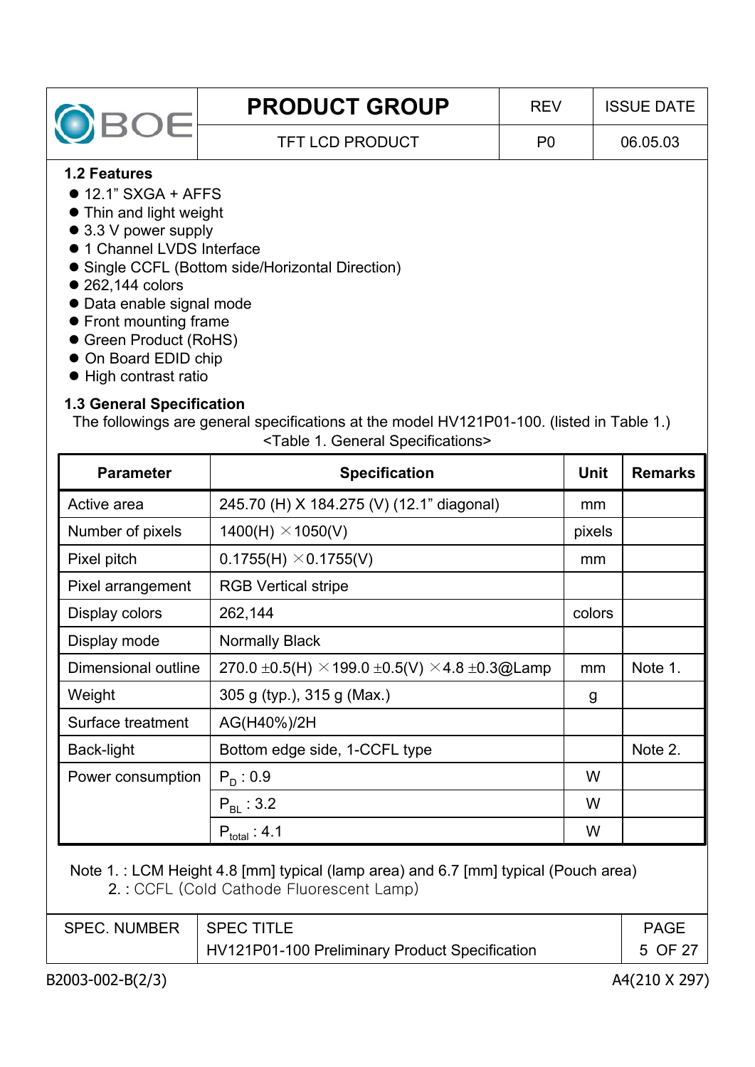### 1.2 Features

- 12.1" SXGA + AFFS
- Thin and light weight
- 3.3 V power supply
- 1 Channel LVDS Interface
- Single CCFL (Bottom side/Horizontal Direction)
- 262,144 colors
- Data enable signal mode
- Front mounting frame
- Green Product (RoHS)
- On Board EDID chip
- High contrast ratio

### 1.3 General Specification

The followings are general specifications at the model HV121P01-100. (listed in Table 1.)

<Table 1. General Specifications>

| Parameter | Specification | Unit | Remarks |
|---|---|---|---|
| Active area | 245.70 (H) X 184.275 (V) (12.1" diagonal) | mm | |
| Number of pixels | 1400(H) × 1050(V) | pixels | |
| Pixel pitch | 0.1755(H) × 0.1755(V) | mm | |
| Pixel arrangement | RGB Vertical stripe | | |
| Display colors | 262,144 | colors | |
| Display mode | Normally Black | | |
| Dimensional outline | 270.0 ±0.5(H) × 199.0 ±0.5(V) × 4.8 ±0.3@Lamp | mm | Note 1. |
| Weight | 305 g (typ.), 315 g (Max.) | g | |
| Surface treatment | AG(H40%)/2H | | |
| Back-light | Bottom edge side, 1-CCFL type | | Note 2. |
| Power consumption | $P_D$ : 0.9 | W | |
| | $P_{BL}$ : 3.2 | W | |
| | $P_{total}$ : 4.1 | W | |

Note 1. : LCM Height 4.8 [mm] typical (lamp area) and 6.7 [mm] typical (Pouch area)
2. : CCFL (Cold Cathode Fluorescent Lamp)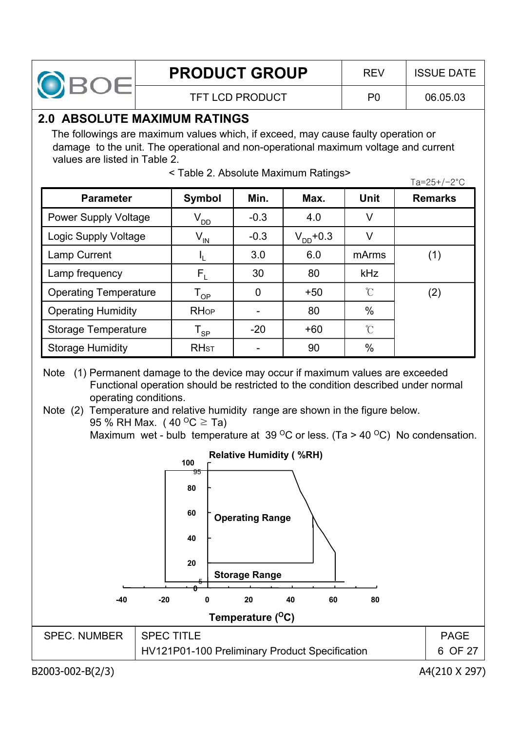## 2.0 ABSOLUTE MAXIMUM RATINGS

The followings are maximum values which, if exceed, may cause faulty operation or damage to the unit. The operational and non-operational maximum voltage and current values are listed in Table 2.

< Table 2. Absolute Maximum Ratings>

Ta=25+/−2°C

| Parameter | Symbol | Min. | Max. | Unit | Remarks |
|---|---|---|---|---|---|
| Power Supply Voltage | $V_{DD}$ | -0.3 | 4.0 | V | |
| Logic Supply Voltage | $V_{IN}$ | -0.3 | $V_{DD}$+0.3 | V | |
| Lamp Current | $I_L$ | 3.0 | 6.0 | mArms | (1) |
| Lamp frequency | $F_L$ | 30 | 80 | kHz | |
| Operating Temperature | $T_{OP}$ | 0 | +50 | ℃ | (2) |
| Operating Humidity | $RH_{OP}$ | - | 80 | % | |
| Storage Temperature | $T_{SP}$ | -20 | +60 | ℃ | |
| Storage Humidity | $RH_{ST}$ | - | 90 | % | |

Note (1) Permanent damage to the device may occur if maximum values are exceeded Functional operation should be restricted to the condition described under normal operating conditions.

Note (2) Temperature and relative humidity range are shown in the figure below.
95 % RH Max. ( 40 °C ≥ Ta)
Maximum wet - bulb temperature at 39 °C or less. (Ta > 40 °C) No condensation.

Relative Humidity ( %RH)

Operating Range

Storage Range

Temperature (°C)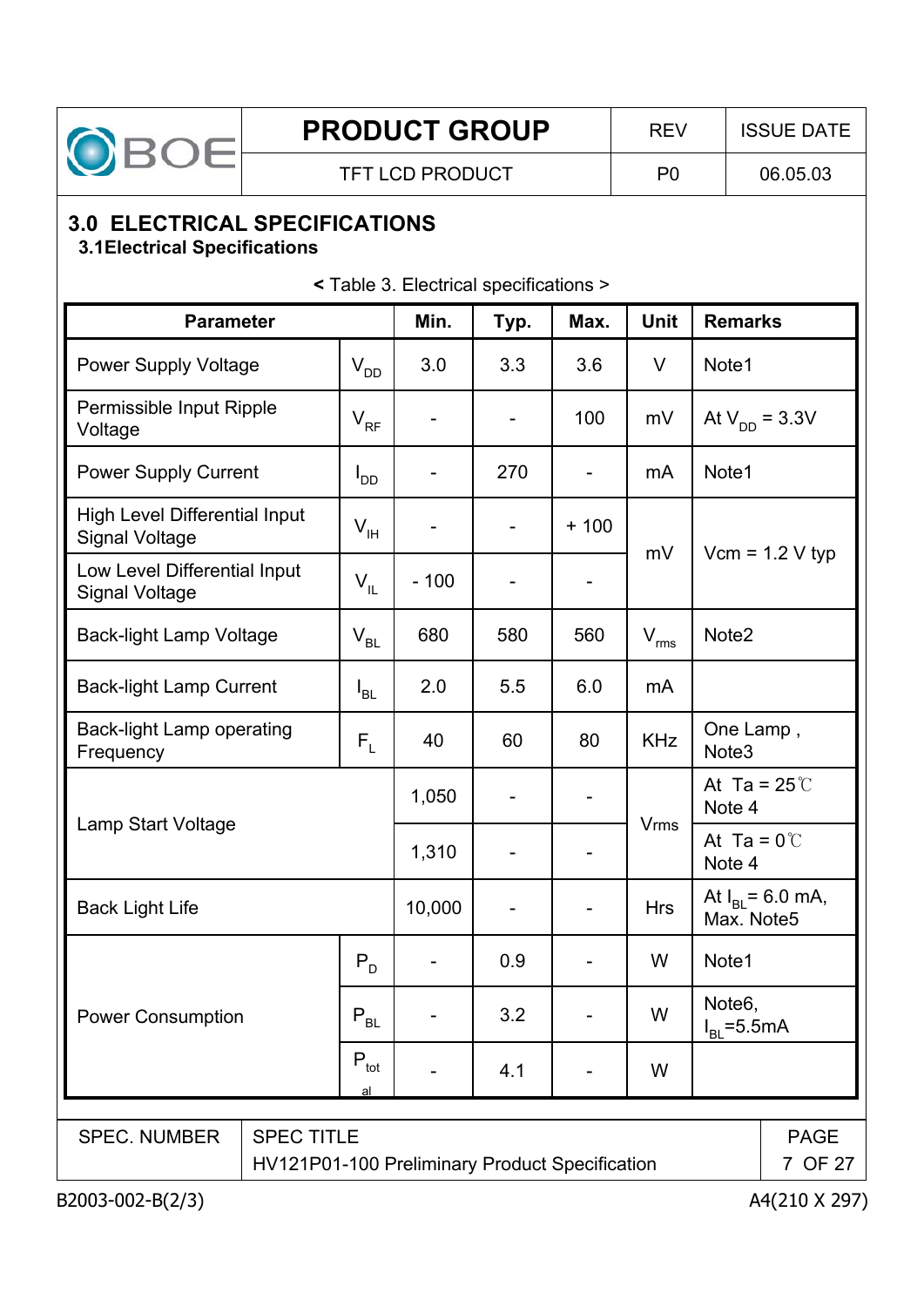## 3.0 ELECTRICAL SPECIFICATIONS

### 3.1Electrical Specifications

< Table 3. Electrical specifications >

| Parameter | | Min. | Typ. | Max. | Unit | Remarks |
|---|---|---|---|---|---|---|
| Power Supply Voltage | $V_{DD}$ | 3.0 | 3.3 | 3.6 | V | Note1 |
| Permissible Input Ripple Voltage | $V_{RF}$ | - | - | 100 | mV | At $V_{DD}$ = 3.3V |
| Power Supply Current | $I_{DD}$ | - | 270 | - | mA | Note1 |
| High Level Differential Input Signal Voltage | $V_{IH}$ | - | - | + 100 | mV | Vcm = 1.2 V typ |
| Low Level Differential Input Signal Voltage | $V_{IL}$ | - 100 | - | - | mV | Vcm = 1.2 V typ |
| Back-light Lamp Voltage | $V_{BL}$ | 680 | 580 | 560 | $V_{rms}$ | Note2 |
| Back-light Lamp Current | $I_{BL}$ | 2.0 | 5.5 | 6.0 | mA | |
| Back-light Lamp operating Frequency | $F_{L}$ | 40 | 60 | 80 | KHz | One Lamp , Note3 |
| Lamp Start Voltage | | 1,050 | - | - | Vrms | At Ta = 25℃ Note 4 |
| | | 1,310 | - | - | Vrms | At Ta = 0℃ Note 4 |
| Back Light Life | | 10,000 | - | - | Hrs | At $I_{BL}$= 6.0 mA, Max. Note5 |
| Power Consumption | $P_{D}$ | - | 0.9 | - | W | Note1 |
| | $P_{BL}$ | - | 3.2 | - | W | Note6, $I_{BL}$=5.5mA |
| | $P_{total}$ | - | 4.1 | - | W | |

| SPEC. NUMBER | SPEC TITLE | PAGE |
|---|---|---|
| | HV121P01-100 Preliminary Product Specification | 7 OF 27 |

B2003-002-B(2/3) A4(210 X 297)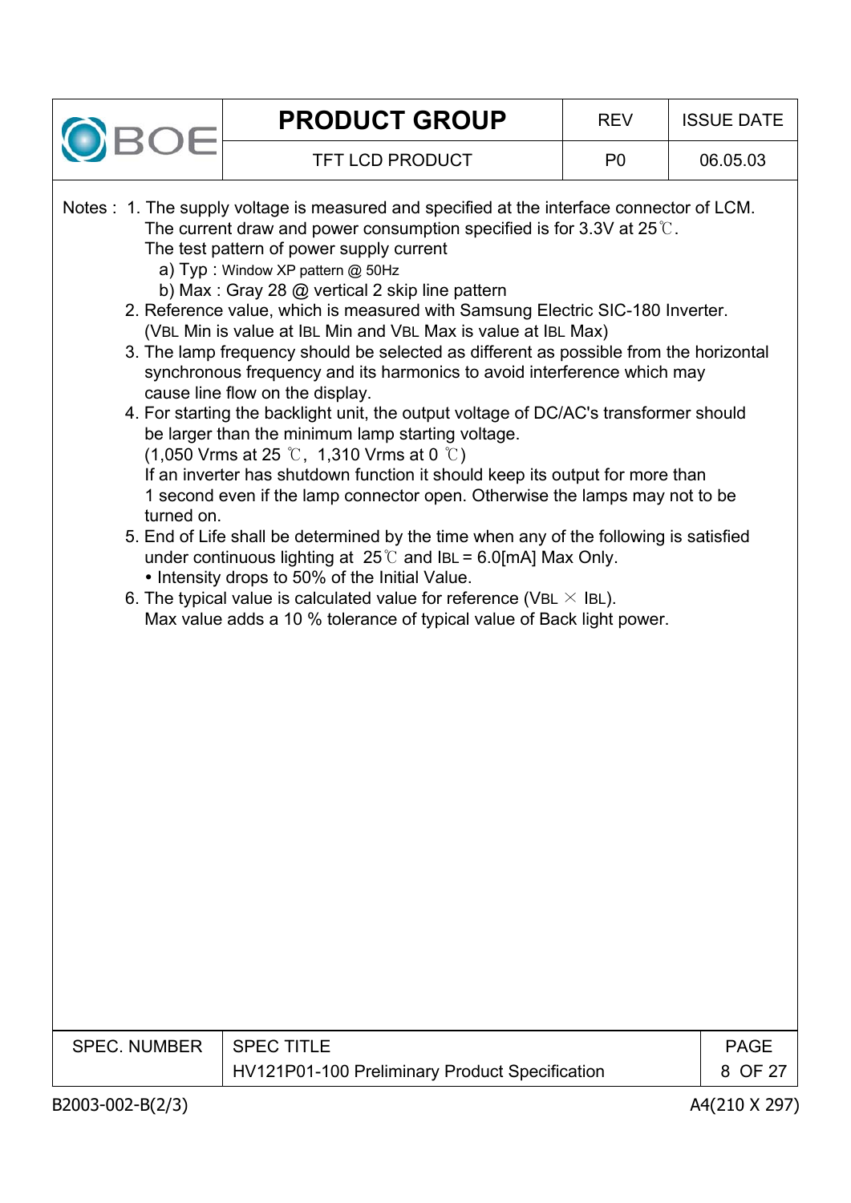Notes : 1. The supply voltage is measured and specified at the interface connector of LCM. The current draw and power consumption specified is for 3.3V at 25℃.
The test pattern of power supply current
a) Typ : Window XP pattern @ 50Hz
b) Max : Gray 28 @ vertical 2 skip line pattern

2. Reference value, which is measured with Samsung Electric SIC-180 Inverter. ($V_{BL}$ Min is value at $I_{BL}$ Min and $V_{BL}$ Max is value at $I_{BL}$ Max)
3. The lamp frequency should be selected as different as possible from the horizontal synchronous frequency and its harmonics to avoid interference which may cause line flow on the display.
4. For starting the backlight unit, the output voltage of DC/AC's transformer should be larger than the minimum lamp starting voltage.
(1,050 Vrms at 25 ℃, 1,310 Vrms at 0 ℃)
If an inverter has shutdown function it should keep its output for more than 1 second even if the lamp connector open. Otherwise the lamps may not to be turned on.
5. End of Life shall be determined by the time when any of the following is satisfied under continuous lighting at 25℃ and $I_{BL}$ = 6.0[mA] Max Only.
   - Intensity drops to 50% of the Initial Value.
6. The typical value is calculated value for reference ($V_{BL} \times I_{BL}$).
Max value adds a 10 % tolerance of typical value of Back light power.

| SPEC. NUMBER | SPEC TITLE | PAGE |
|---|---|---|
| | HV121P01-100 Preliminary Product Specification | 8 OF 27 |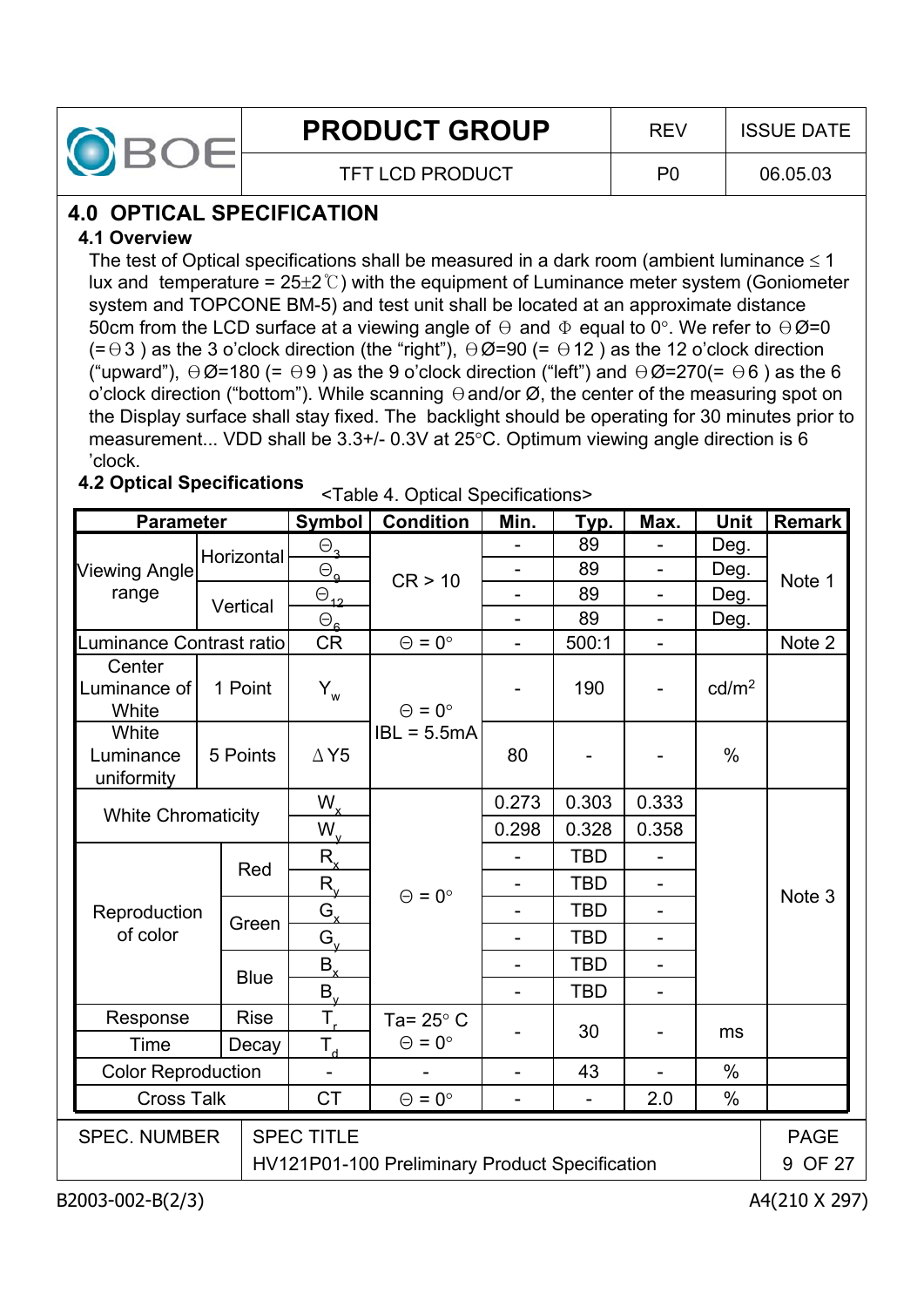## 4.0 OPTICAL SPECIFICATION

### 4.1 Overview

The test of Optical specifications shall be measured in a dark room (ambient luminance ≤ 1 lux and temperature = 25±2℃) with the equipment of Luminance meter system (Goniometer system and TOPCONE BM-5) and test unit shall be located at an approximate distance 50cm from the LCD surface at a viewing angle of Θ and Φ equal to 0°. We refer to ΘØ=0 (=Θ3 ) as the 3 o'clock direction (the "right"), ΘØ=90 (= Θ12 ) as the 12 o'clock direction ("upward"), ΘØ=180 (= Θ9 ) as the 9 o'clock direction ("left") and ΘØ=270(= Θ6 ) as the 6 o'clock direction ("bottom"). While scanning Θand/or Ø, the center of the measuring spot on the Display surface shall stay fixed. The backlight should be operating for 30 minutes prior to measurement... VDD shall be 3.3+/- 0.3V at 25°C. Optimum viewing angle direction is 6 'clock.

### 4.2 Optical Specifications

<Table 4. Optical Specifications>

| Parameter | | Symbol | Condition | Min. | Typ. | Max. | Unit | Remark |
|---|---|---|---|---|---|---|---|---|
| Viewing Angle range | Horizontal | $\Theta_3$ | CR > 10 | - | 89 | - | Deg. | Note 1 |
| | | $\Theta_9$ | | - | 89 | - | Deg. | |
| | Vertical | $\Theta_{12}$ | | - | 89 | - | Deg. | |
| | | $\Theta_6$ | | - | 89 | - | Deg. | |
| Luminance Contrast ratio | | CR | Θ = 0° | - | 500:1 | - | | Note 2 |
| Center Luminance of White | 1 Point | $Y_w$ | Θ = 0° IBL = 5.5mA | - | 190 | - | cd/m² | |
| White Luminance uniformity | 5 Points | ΔY5 | | 80 | - | - | % | |
| White Chromaticity | | $W_x$ | Θ = 0° | 0.273 | 0.303 | 0.333 | | Note 3 |
| | | $W_y$ | | 0.298 | 0.328 | 0.358 | | |
| Reproduction of color | Red | $R_x$ | | - | TBD | - | | |
| | | $R_y$ | | - | TBD | - | | |
| | Green | $G_x$ | | - | TBD | - | | |
| | | $G_y$ | | - | TBD | - | | |
| | Blue | $B_x$ | | - | TBD | - | | |
| | | $B_y$ | | - | TBD | - | | |
| Response Time | Rise | $T_r$ | Ta= 25° C Θ = 0° | - | 30 | - | ms | |
| | Decay | $T_d$ | | | | | | |
| Color Reproduction | | - | - | - | 43 | - | % | |
| Cross Talk | | CT | Θ = 0° | - | - | 2.0 | % | |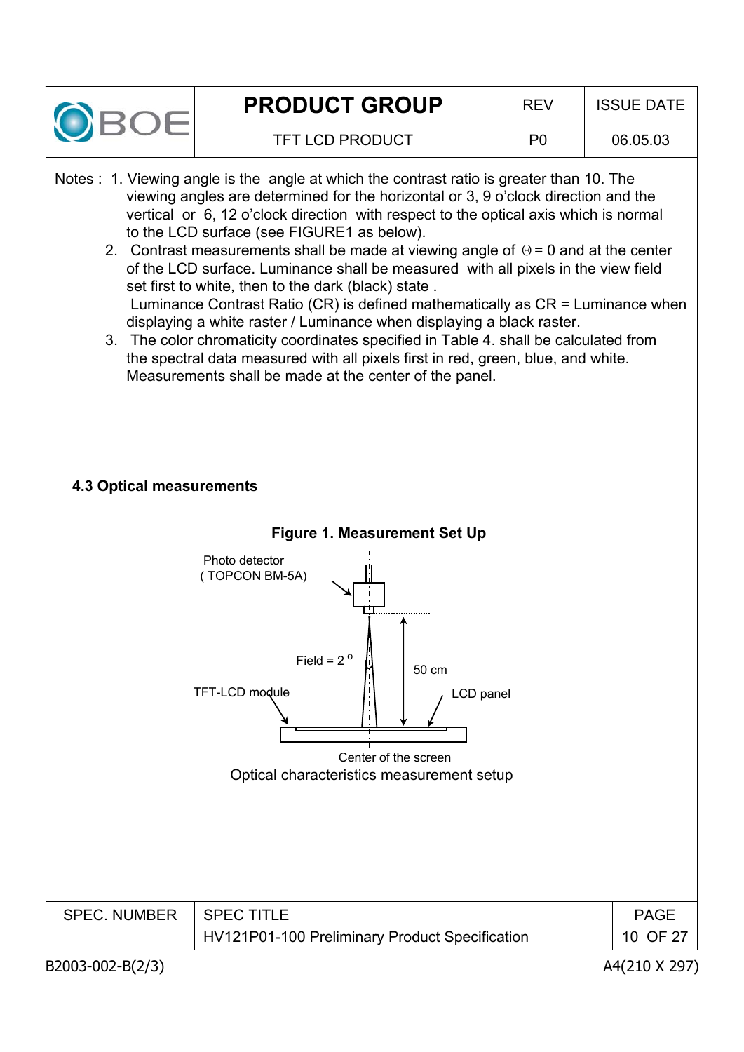Notes : 1. Viewing angle is the angle at which the contrast ratio is greater than 10. The viewing angles are determined for the horizontal or 3, 9 o'clock direction and the vertical or 6, 12 o'clock direction with respect to the optical axis which is normal to the LCD surface (see FIGURE1 as below).

2. Contrast measurements shall be made at viewing angle of $\Theta = 0$ and at the center of the LCD surface. Luminance shall be measured with all pixels in the view field set first to white, then to the dark (black) state .
Luminance Contrast Ratio (CR) is defined mathematically as CR = Luminance when displaying a white raster / Luminance when displaying a black raster.

3. The color chromaticity coordinates specified in Table 4. shall be calculated from the spectral data measured with all pixels first in red, green, blue, and white. Measurements shall be made at the center of the panel.

### 4.3 Optical measurements

**Figure 1. Measurement Set Up**

Photo detector (TOPCON BM-5A)

Field = 2 °

50 cm

TFT-LCD module

LCD panel

Center of the screen

Optical characteristics measurement setup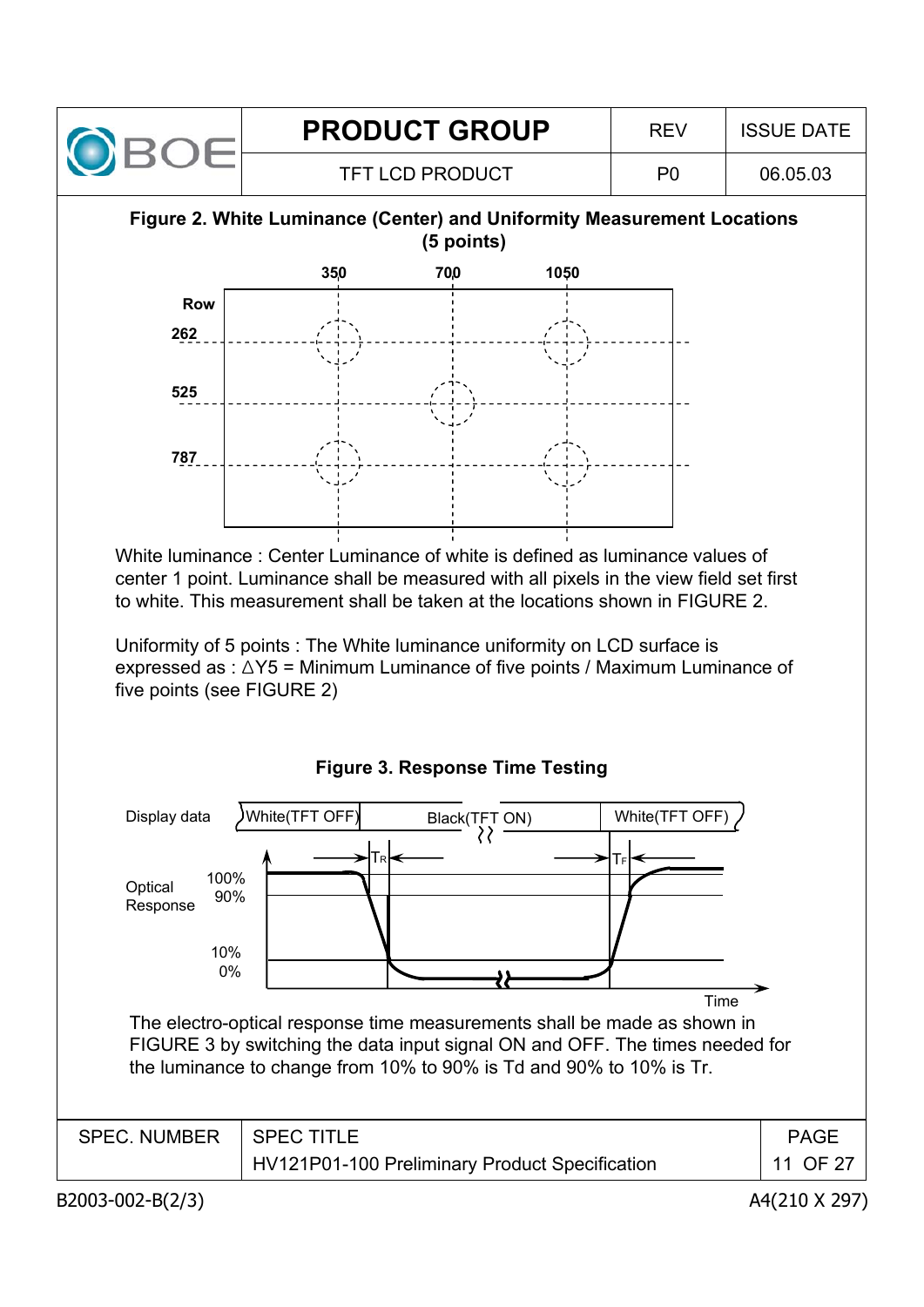**Figure 2. White Luminance (Center) and Uniformity Measurement Locations (5 points)**

White luminance : Center Luminance of white is defined as luminance values of center 1 point. Luminance shall be measured with all pixels in the view field set first to white. This measurement shall be taken at the locations shown in FIGURE 2.

Uniformity of 5 points : The White luminance uniformity on LCD surface is expressed as : $\Delta Y5$ = Minimum Luminance of five points / Maximum Luminance of five points (see FIGURE 2)

**Figure 3. Response Time Testing**

The electro-optical response time measurements shall be made as shown in FIGURE 3 by switching the data input signal ON and OFF. The times needed for the luminance to change from 10% to 90% is Td and 90% to 10% is Tr.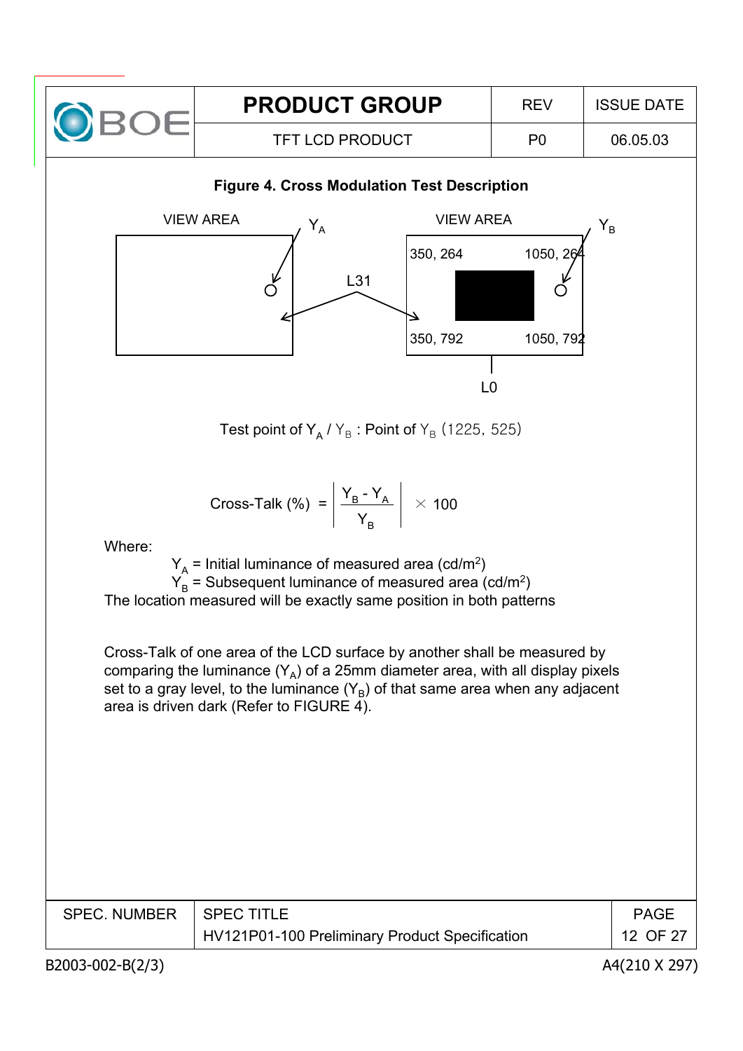**Figure 4. Cross Modulation Test Description**

VIEW AREA $Y_A$ &nbsp;&nbsp;&nbsp;&nbsp; L31 &nbsp;&nbsp;&nbsp;&nbsp; VIEW AREA $Y_B$

350, 264 &nbsp;&nbsp; 1050, 264

350, 792 &nbsp;&nbsp; 1050, 792

L0

Test point of $Y_A$ / $Y_B$ : Point of $Y_B$ (1225, 525)

$$\text{Cross-Talk (\%)} = \left| \frac{Y_B - Y_A}{Y_B} \right| \times 100$$

Where:

$Y_A$ = Initial luminance of measured area (cd/m$^2$)

$Y_B$ = Subsequent luminance of measured area (cd/m$^2$)

The location measured will be exactly same position in both patterns

Cross-Talk of one area of the LCD surface by another shall be measured by comparing the luminance ($Y_A$) of a 25mm diameter area, with all display pixels set to a gray level, to the luminance ($Y_B$) of that same area when any adjacent area is driven dark (Refer to FIGURE 4).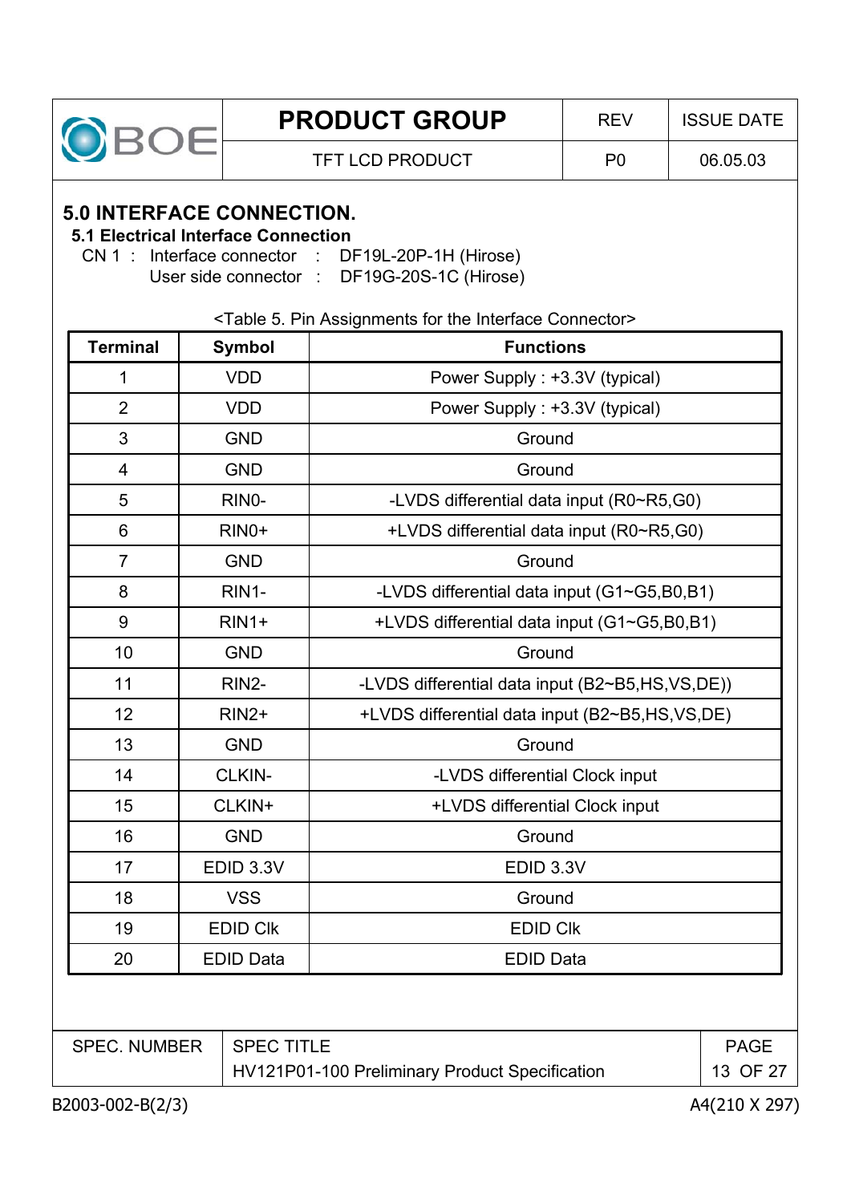## 5.0 INTERFACE CONNECTION.

### 5.1 Electrical Interface Connection

CN 1 : Interface connector : DF19L-20P-1H (Hirose)
User side connector : DF19G-20S-1C (Hirose)

<Table 5. Pin Assignments for the Interface Connector>

| Terminal | Symbol | Functions |
|---|---|---|
| 1 | VDD | Power Supply : +3.3V (typical) |
| 2 | VDD | Power Supply : +3.3V (typical) |
| 3 | GND | Ground |
| 4 | GND | Ground |
| 5 | RIN0- | -LVDS differential data input (R0~R5,G0) |
| 6 | RIN0+ | +LVDS differential data input (R0~R5,G0) |
| 7 | GND | Ground |
| 8 | RIN1- | -LVDS differential data input (G1~G5,B0,B1) |
| 9 | RIN1+ | +LVDS differential data input (G1~G5,B0,B1) |
| 10 | GND | Ground |
| 11 | RIN2- | -LVDS differential data input (B2~B5,HS,VS,DE)) |
| 12 | RIN2+ | +LVDS differential data input (B2~B5,HS,VS,DE) |
| 13 | GND | Ground |
| 14 | CLKIN- | -LVDS differential Clock input |
| 15 | CLKIN+ | +LVDS differential Clock input |
| 16 | GND | Ground |
| 17 | EDID 3.3V | EDID 3.3V |
| 18 | VSS | Ground |
| 19 | EDID Clk | EDID Clk |
| 20 | EDID Data | EDID Data |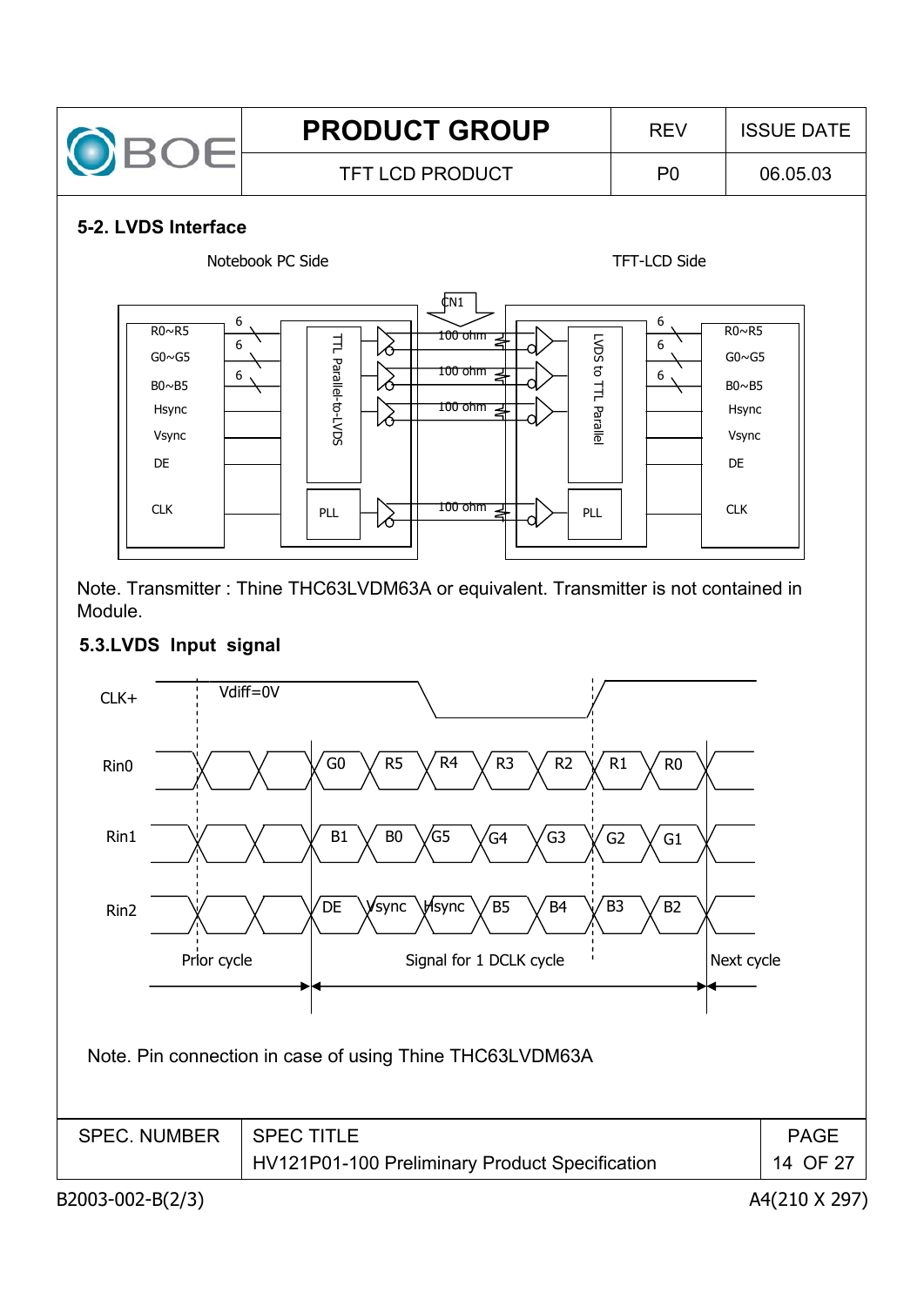## 5-2. LVDS Interface

Notebook PC Side

TFT-LCD Side

CN1

| Notebook PC Side | | | TFT-LCD Side | |
|---|---|---|---|---|
| R0~R5 (6) | TTL Parallel-to-LVDS | 100 ohm | LVDS to TTL Parallel | R0~R5 (6) |
| G0~G5 (6) | | 100 ohm | | G0~G5 (6) |
| B0~B5 (6) | | 100 ohm | | B0~B5 (6) |
| Hsync | | | | Hsync |
| Vsync | | | | Vsync |
| DE | | | | DE |
| CLK | PLL | 100 ohm | PLL | CLK |

Note. Transmitter : Thine THC63LVDM63A or equivalent. Transmitter is not contained in Module.

## 5.3.LVDS Input signal

CLK+ Vdiff=0V

| Signal | | | | | | | |
|---|---|---|---|---|---|---|---|
| Rin0 | G0 | R5 | R4 | R3 | R2 | R1 | R0 |
| Rin1 | B1 | B0 | G5 | G4 | G3 | G2 | G1 |
| Rin2 | DE | Vsync | Hsync | B5 | B4 | B3 | B2 |

Prior cycle | Signal for 1 DCLK cycle | Next cycle

Note. Pin connection in case of using Thine THC63LVDM63A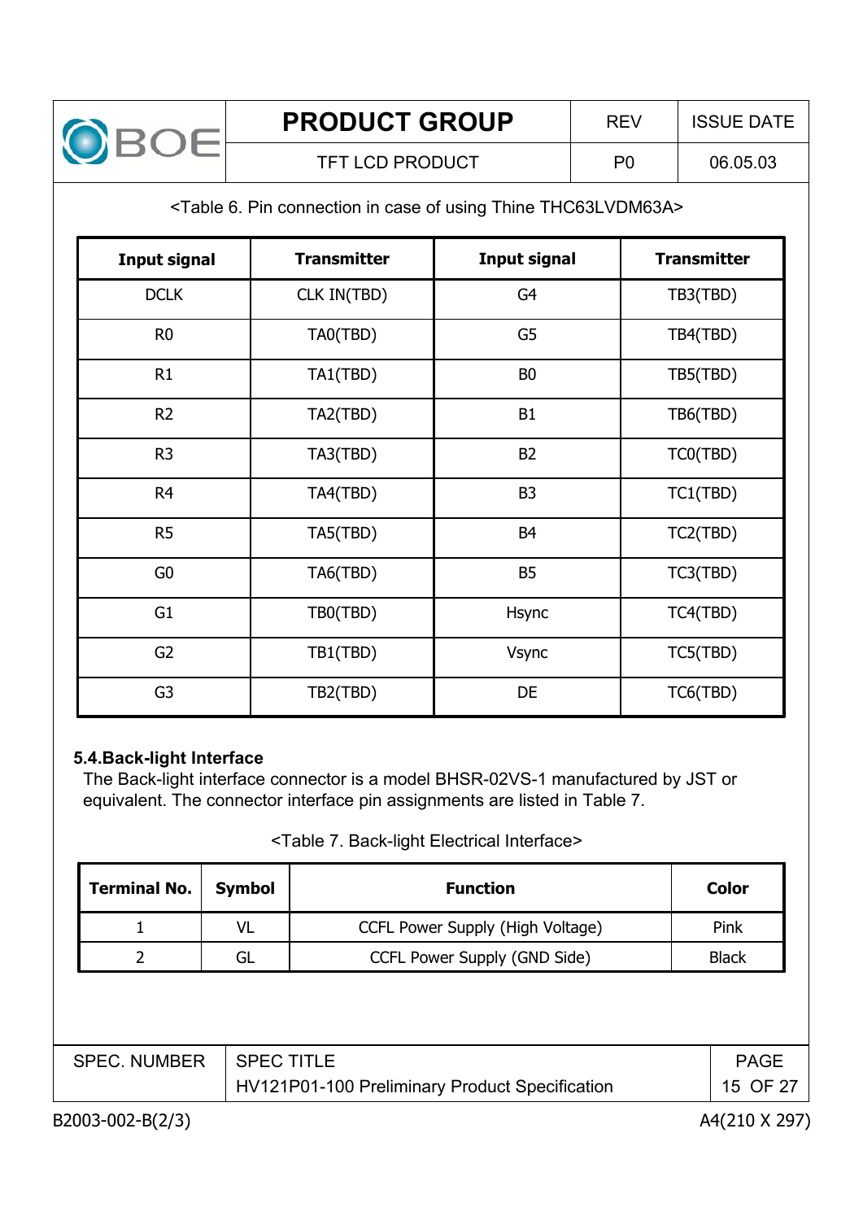<Table 6. Pin connection in case of using Thine THC63LVDM63A>

| Input signal | Transmitter | Input signal | Transmitter |
|---|---|---|---|
| DCLK | CLK IN(TBD) | G4 | TB3(TBD) |
| R0 | TA0(TBD) | G5 | TB4(TBD) |
| R1 | TA1(TBD) | B0 | TB5(TBD) |
| R2 | TA2(TBD) | B1 | TB6(TBD) |
| R3 | TA3(TBD) | B2 | TC0(TBD) |
| R4 | TA4(TBD) | B3 | TC1(TBD) |
| R5 | TA5(TBD) | B4 | TC2(TBD) |
| G0 | TA6(TBD) | B5 | TC3(TBD) |
| G1 | TB0(TBD) | Hsync | TC4(TBD) |
| G2 | TB1(TBD) | Vsync | TC5(TBD) |
| G3 | TB2(TBD) | DE | TC6(TBD) |

### 5.4.Back-light Interface

The Back-light interface connector is a model BHSR-02VS-1 manufactured by JST or equivalent. The connector interface pin assignments are listed in Table 7.

<Table 7. Back-light Electrical Interface>

| Terminal No. | Symbol | Function | Color |
|---|---|---|---|
| 1 | VL | CCFL Power Supply (High Voltage) | Pink |
| 2 | GL | CCFL Power Supply (GND Side) | Black |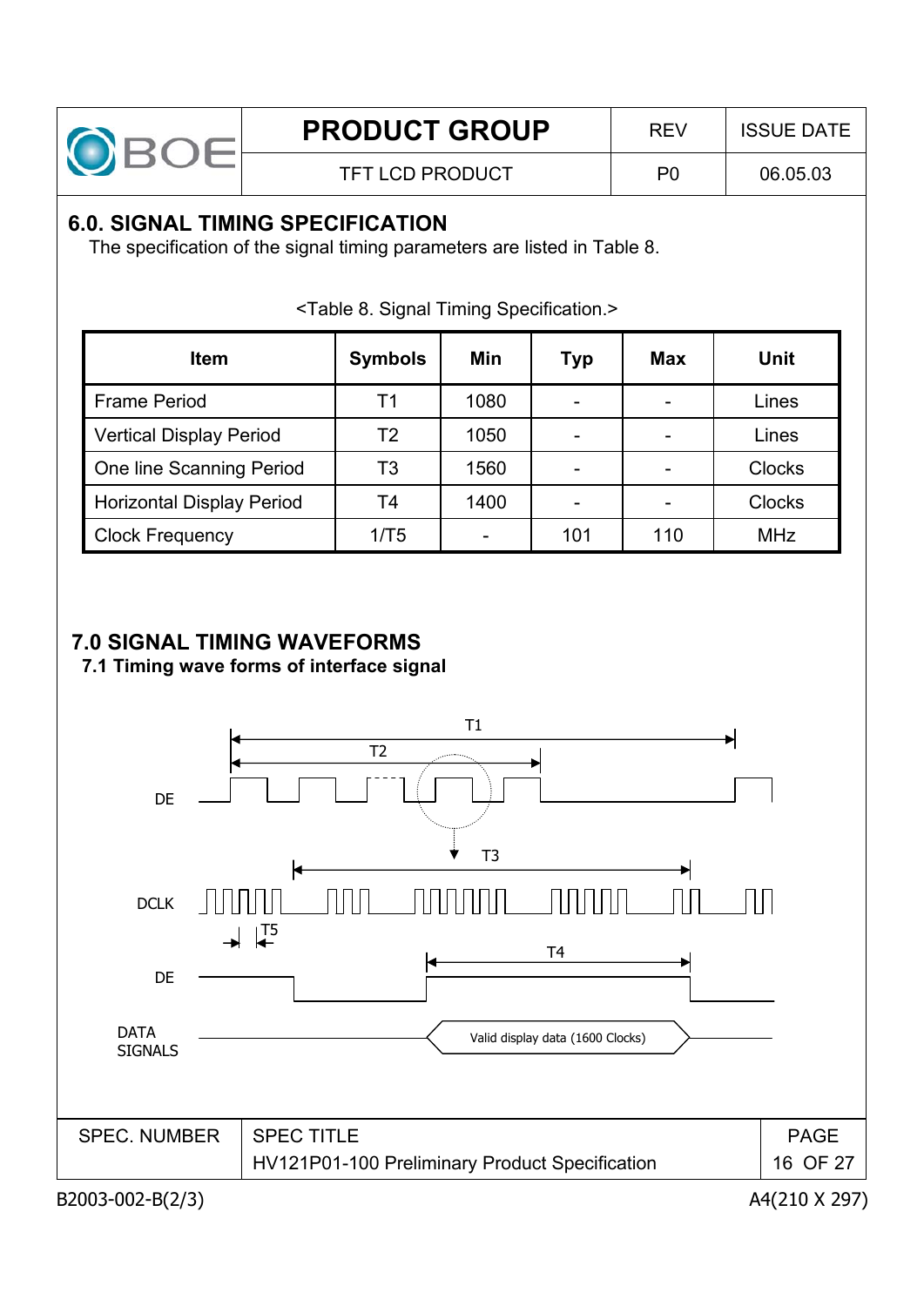## 6.0. SIGNAL TIMING SPECIFICATION

The specification of the signal timing parameters are listed in Table 8.

<Table 8. Signal Timing Specification.>

| Item | Symbols | Min | Typ | Max | Unit |
|---|---|---|---|---|---|
| Frame Period | T1 | 1080 | - | - | Lines |
| Vertical Display Period | T2 | 1050 | - | - | Lines |
| One line Scanning Period | T3 | 1560 | - | - | Clocks |
| Horizontal Display Period | T4 | 1400 | - | - | Clocks |
| Clock Frequency | 1/T5 | - | 101 | 110 | MHz |

## 7.0 SIGNAL TIMING WAVEFORMS

### 7.1 Timing wave forms of interface signal

T1

T2

DE

T3

DCLK

T5

T4

DE

DATA SIGNALS

Valid display data (1600 Clocks)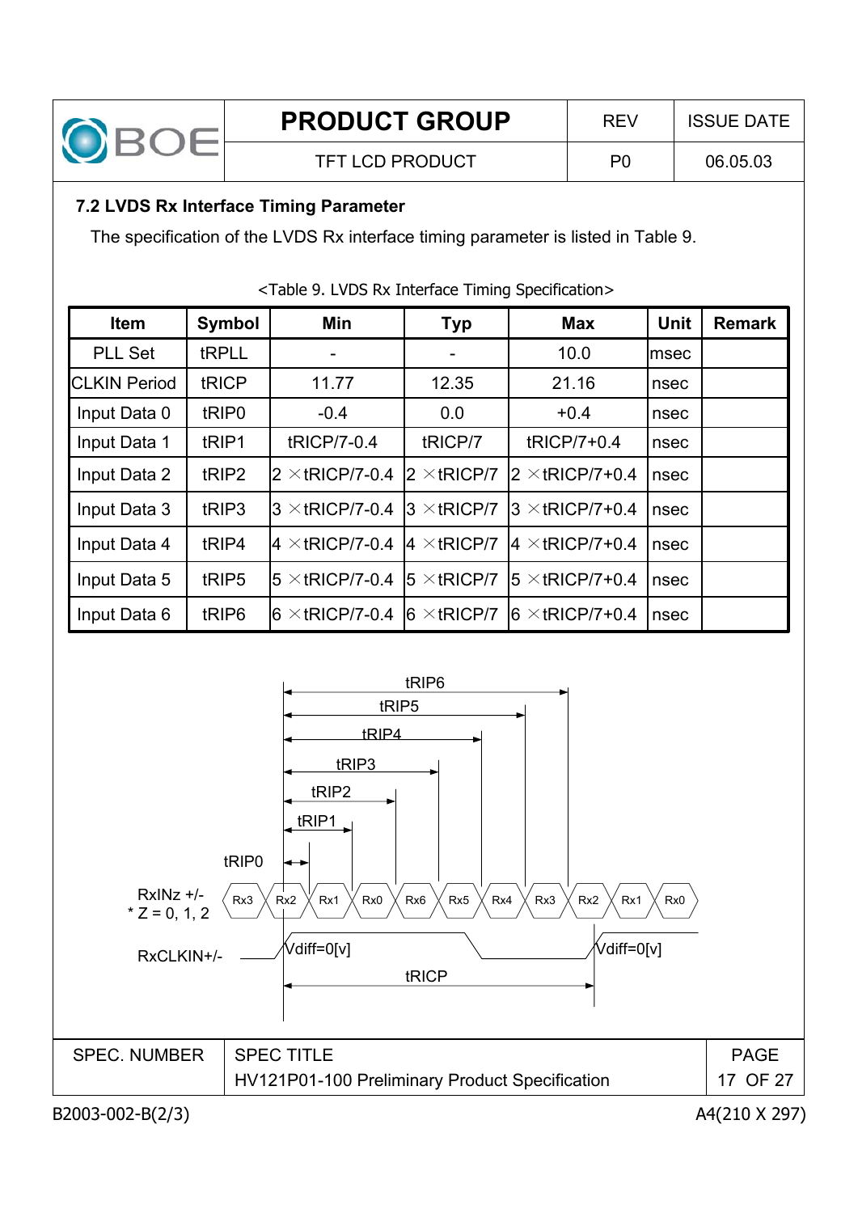### 7.2 LVDS Rx Interface Timing Parameter

The specification of the LVDS Rx interface timing parameter is listed in Table 9.

<Table 9. LVDS Rx Interface Timing Specification>

| Item | Symbol | Min | Typ | Max | Unit | Remark |
|---|---|---|---|---|---|---|
| PLL Set | tRPLL | - | - | 10.0 | msec | |
| CLKIN Period | tRICP | 11.77 | 12.35 | 21.16 | nsec | |
| Input Data 0 | tRIP0 | -0.4 | 0.0 | +0.4 | nsec | |
| Input Data 1 | tRIP1 | tRICP/7-0.4 | tRICP/7 | tRICP/7+0.4 | nsec | |
| Input Data 2 | tRIP2 | 2 ×tRICP/7-0.4 | 2 ×tRICP/7 | 2 ×tRICP/7+0.4 | nsec | |
| Input Data 3 | tRIP3 | 3 ×tRICP/7-0.4 | 3 ×tRICP/7 | 3 ×tRICP/7+0.4 | nsec | |
| Input Data 4 | tRIP4 | 4 ×tRICP/7-0.4 | 4 ×tRICP/7 | 4 ×tRICP/7+0.4 | nsec | |
| Input Data 5 | tRIP5 | 5 ×tRICP/7-0.4 | 5 ×tRICP/7 | 5 ×tRICP/7+0.4 | nsec | |
| Input Data 6 | tRIP6 | 6 ×tRICP/7-0.4 | 6 ×tRICP/7 | 6 ×tRICP/7+0.4 | nsec | |

tRIP6
tRIP5
tRIP4
tRIP3
tRIP2
tRIP1
tRIP0

RxINz +/-
* Z = 0, 1, 2

Rx3 Rx2 Rx1 Rx0 Rx6 Rx5 Rx4 Rx3 Rx2 Rx1 Rx0

RxCLKIN+/-

Vdiff=0[v]

Vdiff=0[v]

tRICP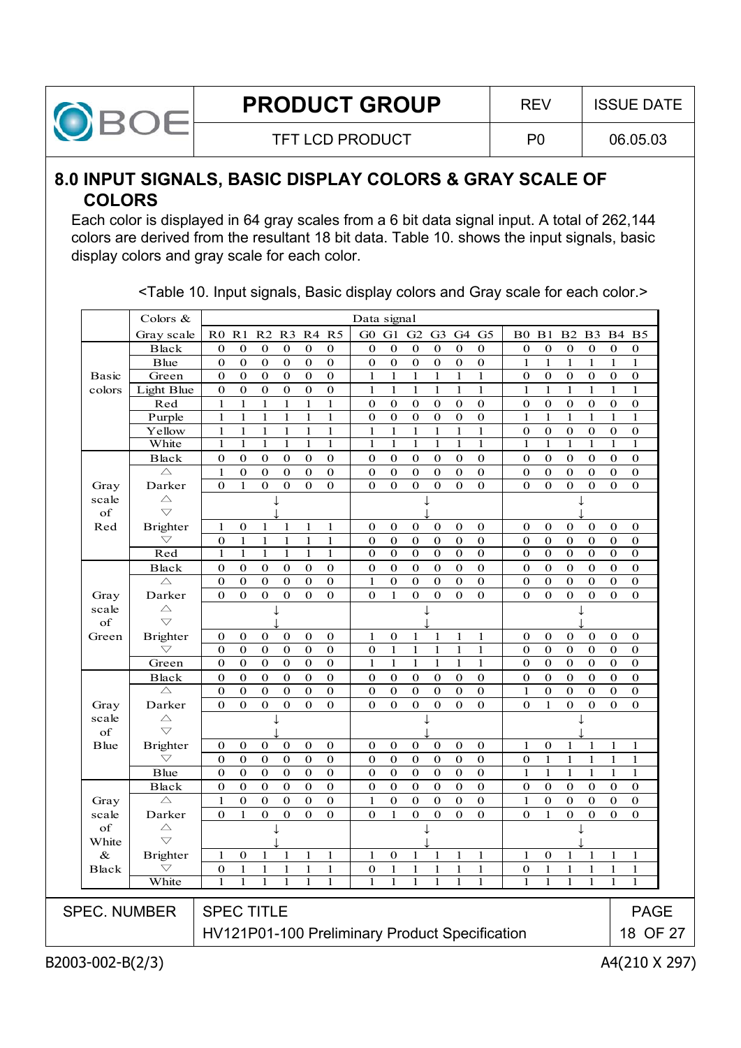## 8.0 INPUT SIGNALS, BASIC DISPLAY COLORS & GRAY SCALE OF COLORS

Each color is displayed in 64 gray scales from a 6 bit data signal input. A total of 262,144 colors are derived from the resultant 18 bit data. Table 10. shows the input signals, basic display colors and gray scale for each color.

<Table 10. Input signals, Basic display colors and Gray scale for each color.>

| | Colors & Gray scale | Data signal | | | | | | | | | | | | | | | | | |
|---|---|---|---|---|---|---|---|---|---|---|---|---|---|---|---|---|---|---|---|
| | | R0 | R1 | R2 | R3 | R4 | R5 | G0 | G1 | G2 | G3 | G4 | G5 | B0 | B1 | B2 | B3 | B4 | B5 |
| Basic colors | Black | 0 | 0 | 0 | 0 | 0 | 0 | 0 | 0 | 0 | 0 | 0 | 0 | 0 | 0 | 0 | 0 | 0 | 0 |
| | Blue | 0 | 0 | 0 | 0 | 0 | 0 | 0 | 0 | 0 | 0 | 0 | 0 | 1 | 1 | 1 | 1 | 1 | 1 |
| | Green | 0 | 0 | 0 | 0 | 0 | 0 | 1 | 1 | 1 | 1 | 1 | 1 | 0 | 0 | 0 | 0 | 0 | 0 |
| | Light Blue | 0 | 0 | 0 | 0 | 0 | 0 | 1 | 1 | 1 | 1 | 1 | 1 | 1 | 1 | 1 | 1 | 1 | 1 |
| | Red | 1 | 1 | 1 | 1 | 1 | 1 | 0 | 0 | 0 | 0 | 0 | 0 | 0 | 0 | 0 | 0 | 0 | 0 |
| | Purple | 1 | 1 | 1 | 1 | 1 | 1 | 0 | 0 | 0 | 0 | 0 | 0 | 1 | 1 | 1 | 1 | 1 | 1 |
| | Yellow | 1 | 1 | 1 | 1 | 1 | 1 | 1 | 1 | 1 | 1 | 1 | 1 | 0 | 0 | 0 | 0 | 0 | 0 |
| | White | 1 | 1 | 1 | 1 | 1 | 1 | 1 | 1 | 1 | 1 | 1 | 1 | 1 | 1 | 1 | 1 | 1 | 1 |
| Gray scale of Red | Black | 0 | 0 | 0 | 0 | 0 | 0 | 0 | 0 | 0 | 0 | 0 | 0 | 0 | 0 | 0 | 0 | 0 | 0 |
| | △ | 1 | 0 | 0 | 0 | 0 | 0 | 0 | 0 | 0 | 0 | 0 | 0 | 0 | 0 | 0 | 0 | 0 | 0 |
| | Darker | 0 | 1 | 0 | 0 | 0 | 0 | 0 | 0 | 0 | 0 | 0 | 0 | 0 | 0 | 0 | 0 | 0 | 0 |
| | △ ▽ | ↓ ↓ | | | | | | ↓ ↓ | | | | | | ↓ ↓ | | | | | |
| | Brighter | 1 | 0 | 1 | 1 | 1 | 1 | 0 | 0 | 0 | 0 | 0 | 0 | 0 | 0 | 0 | 0 | 0 | 0 |
| | ▽ | 0 | 1 | 1 | 1 | 1 | 1 | 0 | 0 | 0 | 0 | 0 | 0 | 0 | 0 | 0 | 0 | 0 | 0 |
| | Red | 1 | 1 | 1 | 1 | 1 | 1 | 0 | 0 | 0 | 0 | 0 | 0 | 0 | 0 | 0 | 0 | 0 | 0 |
| Gray scale of Green | Black | 0 | 0 | 0 | 0 | 0 | 0 | 0 | 0 | 0 | 0 | 0 | 0 | 0 | 0 | 0 | 0 | 0 | 0 |
| | △ | 0 | 0 | 0 | 0 | 0 | 0 | 1 | 0 | 0 | 0 | 0 | 0 | 0 | 0 | 0 | 0 | 0 | 0 |
| | Darker | 0 | 0 | 0 | 0 | 0 | 0 | 0 | 1 | 0 | 0 | 0 | 0 | 0 | 0 | 0 | 0 | 0 | 0 |
| | △ ▽ | ↓ ↓ | | | | | | ↓ ↓ | | | | | | ↓ ↓ | | | | | |
| | Brighter | 0 | 0 | 0 | 0 | 0 | 0 | 1 | 0 | 1 | 1 | 1 | 1 | 0 | 0 | 0 | 0 | 0 | 0 |
| | ▽ | 0 | 0 | 0 | 0 | 0 | 0 | 0 | 1 | 1 | 1 | 1 | 1 | 0 | 0 | 0 | 0 | 0 | 0 |
| | Green | 0 | 0 | 0 | 0 | 0 | 0 | 1 | 1 | 1 | 1 | 1 | 1 | 0 | 0 | 0 | 0 | 0 | 0 |
| Gray scale of Blue | Black | 0 | 0 | 0 | 0 | 0 | 0 | 0 | 0 | 0 | 0 | 0 | 0 | 0 | 0 | 0 | 0 | 0 | 0 |
| | △ | 0 | 0 | 0 | 0 | 0 | 0 | 0 | 0 | 0 | 0 | 0 | 0 | 1 | 0 | 0 | 0 | 0 | 0 |
| | Darker | 0 | 0 | 0 | 0 | 0 | 0 | 0 | 0 | 0 | 0 | 0 | 0 | 0 | 1 | 0 | 0 | 0 | 0 |
| | △ ▽ | ↓ ↓ | | | | | | ↓ ↓ | | | | | | ↓ ↓ | | | | | |
| | Brighter | 0 | 0 | 0 | 0 | 0 | 0 | 0 | 0 | 0 | 0 | 0 | 0 | 1 | 0 | 1 | 1 | 1 | 1 |
| | ▽ | 0 | 0 | 0 | 0 | 0 | 0 | 0 | 0 | 0 | 0 | 0 | 0 | 0 | 1 | 1 | 1 | 1 | 1 |
| | Blue | 0 | 0 | 0 | 0 | 0 | 0 | 0 | 0 | 0 | 0 | 0 | 0 | 1 | 1 | 1 | 1 | 1 | 1 |
| Gray scale of White & Black | Black | 0 | 0 | 0 | 0 | 0 | 0 | 0 | 0 | 0 | 0 | 0 | 0 | 0 | 0 | 0 | 0 | 0 | 0 |
| | △ | 1 | 0 | 0 | 0 | 0 | 0 | 1 | 0 | 0 | 0 | 0 | 0 | 1 | 0 | 0 | 0 | 0 | 0 |
| | Darker | 0 | 1 | 0 | 0 | 0 | 0 | 0 | 1 | 0 | 0 | 0 | 0 | 0 | 1 | 0 | 0 | 0 | 0 |
| | △ ▽ | ↓ ↓ | | | | | | ↓ ↓ | | | | | | ↓ ↓ | | | | | |
| | Brighter | 1 | 0 | 1 | 1 | 1 | 1 | 1 | 0 | 1 | 1 | 1 | 1 | 1 | 0 | 1 | 1 | 1 | 1 |
| | ▽ | 0 | 1 | 1 | 1 | 1 | 1 | 0 | 1 | 1 | 1 | 1 | 1 | 0 | 1 | 1 | 1 | 1 | 1 |
| | White | 1 | 1 | 1 | 1 | 1 | 1 | 1 | 1 | 1 | 1 | 1 | 1 | 1 | 1 | 1 | 1 | 1 | 1 |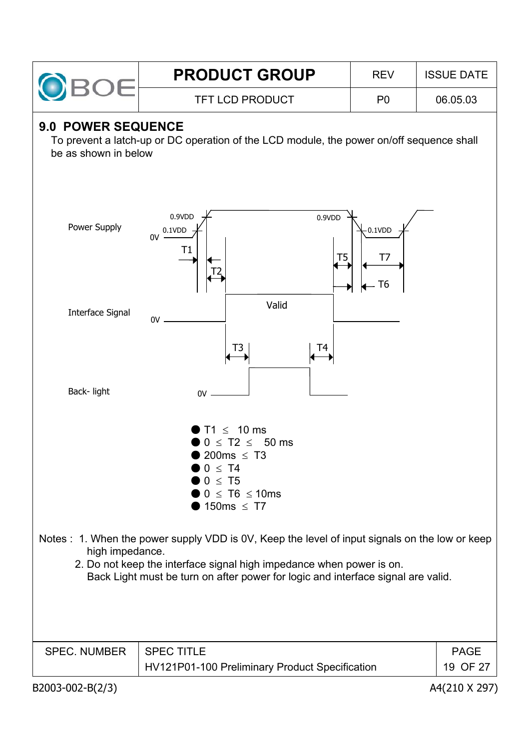## 9.0 POWER SEQUENCE

To prevent a latch-up or DC operation of the LCD module, the power on/off sequence shall be as shown in below

Power Supply

Interface Signal

Back- light

- $T1 \leq 10$ ms
- $0 \leq T2 \leq 50$ ms
- $200ms \leq T3$
- $0 \leq T4$
- $0 \leq T5$
- $0 \leq T6 \leq 10ms$
- $150ms \leq T7$

Notes : 1. When the power supply VDD is 0V, Keep the level of input signals on the low or keep high impedance.

2. Do not keep the interface signal high impedance when power is on.
   Back Light must be turn on after power for logic and interface signal are valid.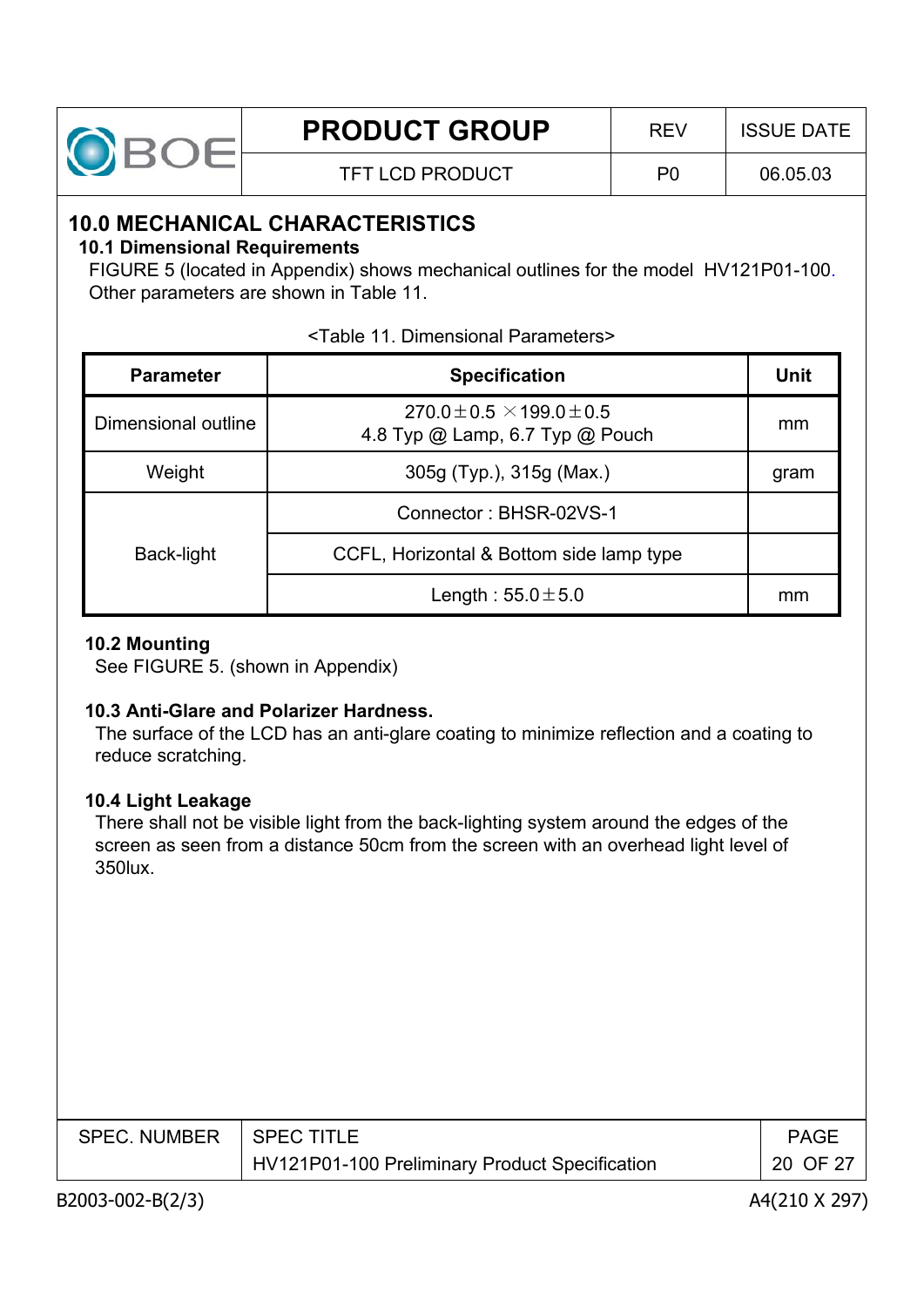# 10.0 MECHANICAL CHARACTERISTICS

## 10.1 Dimensional Requirements

FIGURE 5 (located in Appendix) shows mechanical outlines for the model HV121P01-100. Other parameters are shown in Table 11.

<Table 11. Dimensional Parameters>

| Parameter | Specification | Unit |
|---|---|---|
| Dimensional outline | 270.0±0.5 ×199.0±0.5<br>4.8 Typ @ Lamp, 6.7 Typ @ Pouch | mm |
| Weight | 305g (Typ.), 315g (Max.) | gram |
| Back-light | Connector : BHSR-02VS-1 | |
| | CCFL, Horizontal & Bottom side lamp type | |
| | Length : 55.0±5.0 | mm |

## 10.2 Mounting

See FIGURE 5. (shown in Appendix)

## 10.3 Anti-Glare and Polarizer Hardness.

The surface of the LCD has an anti-glare coating to minimize reflection and a coating to reduce scratching.

## 10.4 Light Leakage

There shall not be visible light from the back-lighting system around the edges of the screen as seen from a distance 50cm from the screen with an overhead light level of 350lux.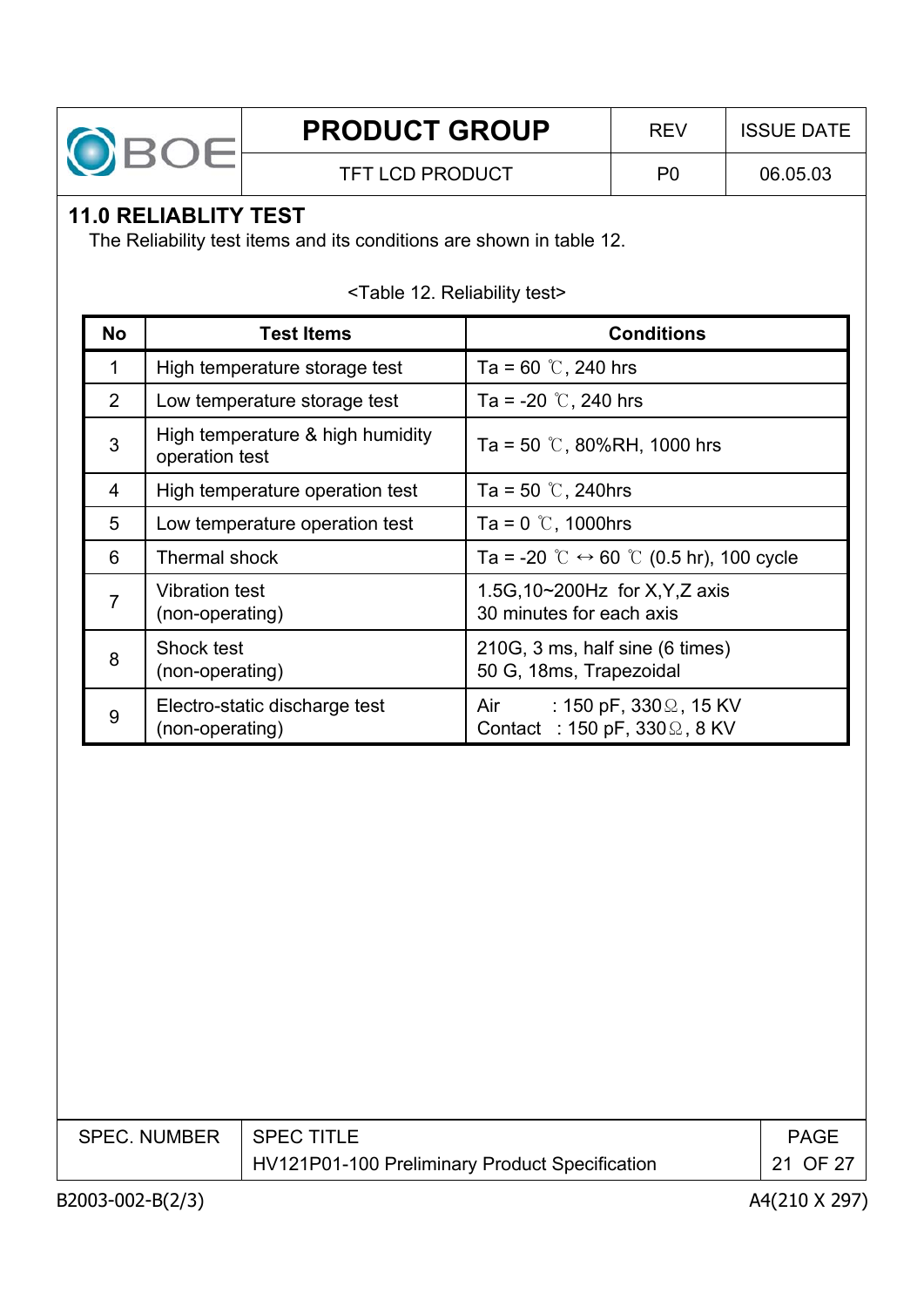## 11.0 RELIABLITY TEST

The Reliability test items and its conditions are shown in table 12.

<Table 12. Reliability test>

| No | Test Items | Conditions |
|---|---|---|
| 1 | High temperature storage test | Ta = 60 ℃, 240 hrs |
| 2 | Low temperature storage test | Ta = -20 ℃, 240 hrs |
| 3 | High temperature & high humidity operation test | Ta = 50 ℃, 80%RH, 1000 hrs |
| 4 | High temperature operation test | Ta = 50 ℃, 240hrs |
| 5 | Low temperature operation test | Ta = 0 ℃, 1000hrs |
| 6 | Thermal shock | Ta = -20 ℃ ↔ 60 ℃ (0.5 hr), 100 cycle |
| 7 | Vibration test (non-operating) | 1.5G,10~200Hz for X,Y,Z axis 30 minutes for each axis |
| 8 | Shock test (non-operating) | 210G, 3 ms, half sine (6 times) 50 G, 18ms, Trapezoidal |
| 9 | Electro-static discharge test (non-operating) | Air : 150 pF, 330Ω, 15 KV Contact : 150 pF, 330Ω, 8 KV |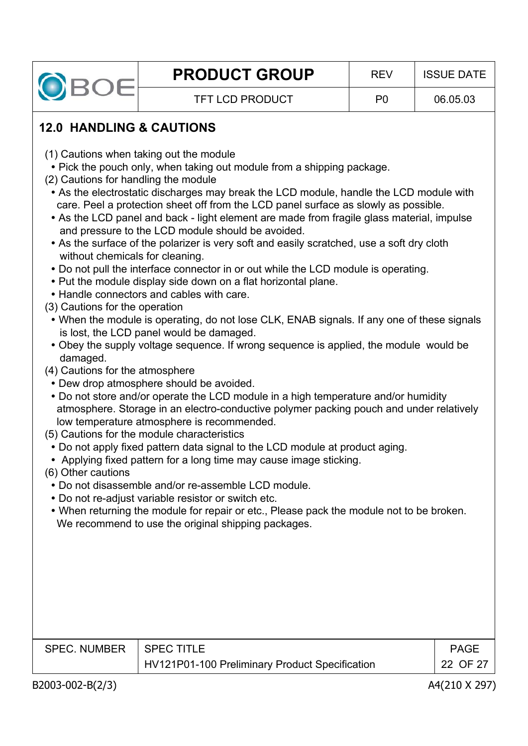## 12.0 HANDLING & CAUTIONS

(1) Cautions when taking out the module

- Pick the pouch only, when taking out module from a shipping package.

(2) Cautions for handling the module

- As the electrostatic discharges may break the LCD module, handle the LCD module with care. Peel a protection sheet off from the LCD panel surface as slowly as possible.
- As the LCD panel and back - light element are made from fragile glass material, impulse and pressure to the LCD module should be avoided.
- As the surface of the polarizer is very soft and easily scratched, use a soft dry cloth without chemicals for cleaning.
- Do not pull the interface connector in or out while the LCD module is operating.
- Put the module display side down on a flat horizontal plane.
- Handle connectors and cables with care.

(3) Cautions for the operation

- When the module is operating, do not lose CLK, ENAB signals. If any one of these signals is lost, the LCD panel would be damaged.
- Obey the supply voltage sequence. If wrong sequence is applied, the module would be damaged.

(4) Cautions for the atmosphere

- Dew drop atmosphere should be avoided.
- Do not store and/or operate the LCD module in a high temperature and/or humidity atmosphere. Storage in an electro-conductive polymer packing pouch and under relatively low temperature atmosphere is recommended.

(5) Cautions for the module characteristics

- Do not apply fixed pattern data signal to the LCD module at product aging.
- Applying fixed pattern for a long time may cause image sticking.

(6) Other cautions

- Do not disassemble and/or re-assemble LCD module.
- Do not re-adjust variable resistor or switch etc.
- When returning the module for repair or etc., Please pack the module not to be broken. We recommend to use the original shipping packages.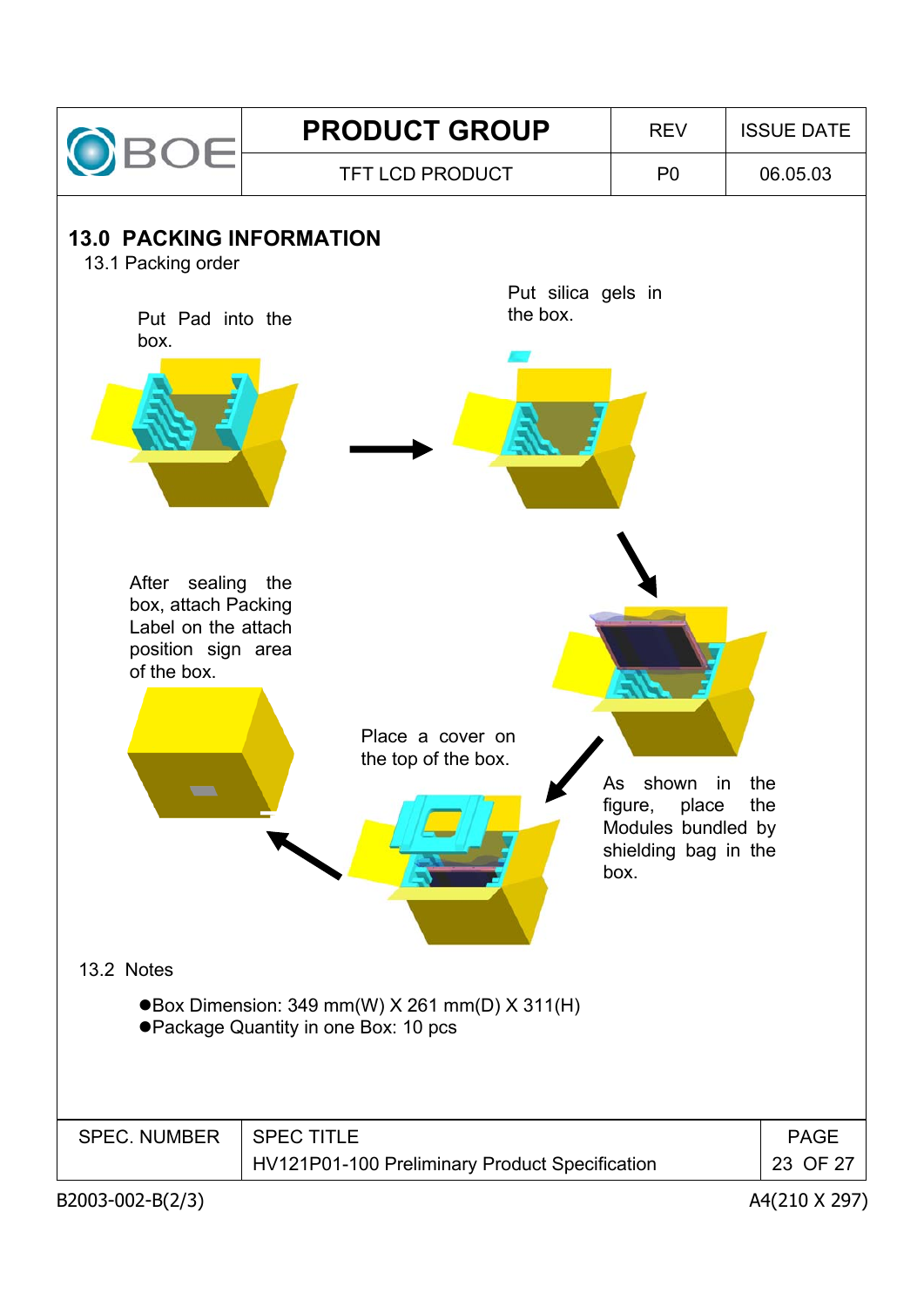## 13.0 PACKING INFORMATION

### 13.1 Packing order

Put Pad into the box.

Put silica gels in the box.

As shown in the figure, place Modules bundled by shielding bag in the box.

Place a cover on the top of the box.

After sealing the box, attach Packing Label on the attach position sign area of the box.

### 13.2 Notes

- Box Dimension: 349 mm(W) X 261 mm(D) X 311(H)
- Package Quantity in one Box: 10 pcs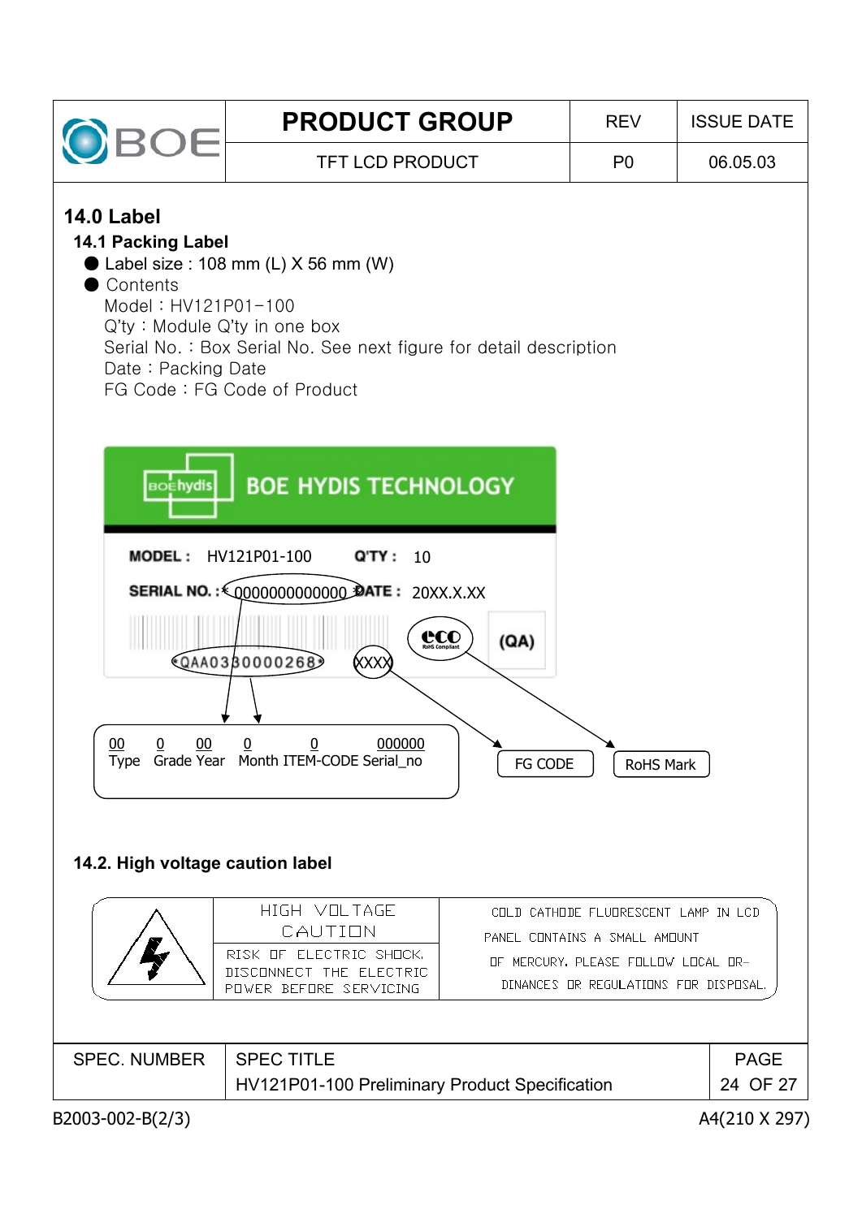## 14.0 Label

### 14.1 Packing Label

- Label size : 108 mm (L) X 56 mm (W)
- Contents

  Model : HV121P01-100

  Q'ty : Module Q'ty in one box

  Serial No. : Box Serial No. See next figure for detail description

  Date : Packing Date

  FG Code : FG Code of Product

BOE HYDIS TECHNOLOGY

MODEL : HV121P01-100 Q'TY : 10

SERIAL NO. : 0000000000000 DATE : 20XX.X.XX

QAA0330000268 XXXX (QA)

| 00 | 0 | 00 | 0 | 0 | 000000 |
|---|---|---|---|---|---|
| Type | Grade | Year | Month | ITEM-CODE | Serial_no |

FG CODE

RoHS Mark

### 14.2. High voltage caution label

| | HIGH VOLTAGE CAUTION | COLD CATHODE FLUORESCENT LAMP IN LCD PANEL CONTAINS A SMALL AMOUNT OF MERCURY. PLEASE FOLLOW LOCAL ORDINANCES OR REGULATIONS FOR DISPOSAL. |
|---|---|---|
| | RISK OF ELECTRIC SHOCK. DISCONNECT THE ELECTRIC POWER BEFORE SERVICING | |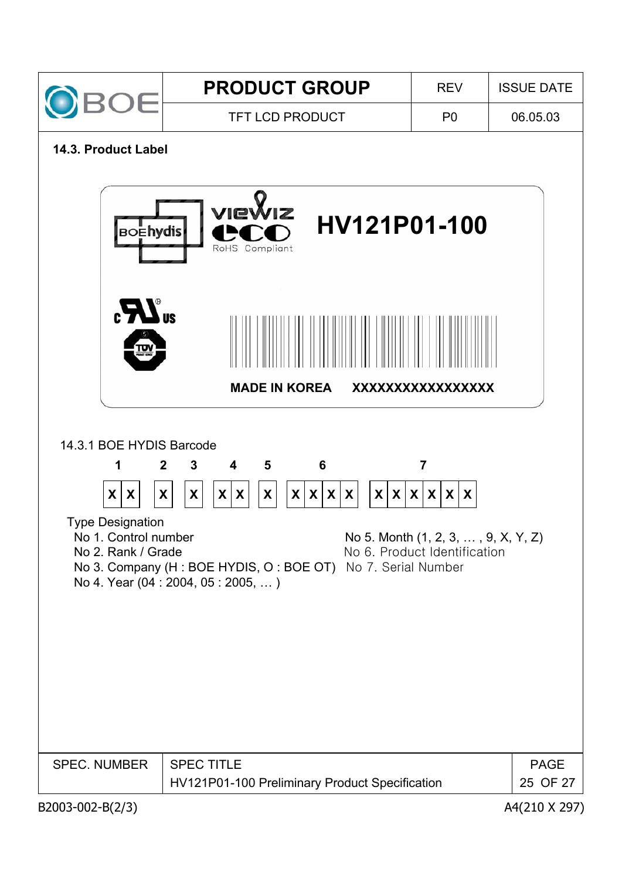## 14.3. Product Label

BOEhydis VIEWIZ eco RoHS Compliant **HV121P01-100**

**MADE IN KOREA** **XXXXXXXXXXXXXXXXX**

14.3.1 BOE HYDIS Barcode

| 1 | 2 | 3 | 4 | 5 | 6 | 7 |
|---|---|---|---|---|---|---|
| X X | X | X | X X | X | X X X X | X X X X X X |

Type Designation

- No 1. Control number
- No 2. Rank / Grade
- No 3. Company (H : BOE HYDIS, O : BOE OT)
- No 4. Year (04 : 2004, 05 : 2005, … )
- No 5. Month (1, 2, 3, … , 9, X, Y, Z)
- No 6. Product Identification
- No 7. Serial Number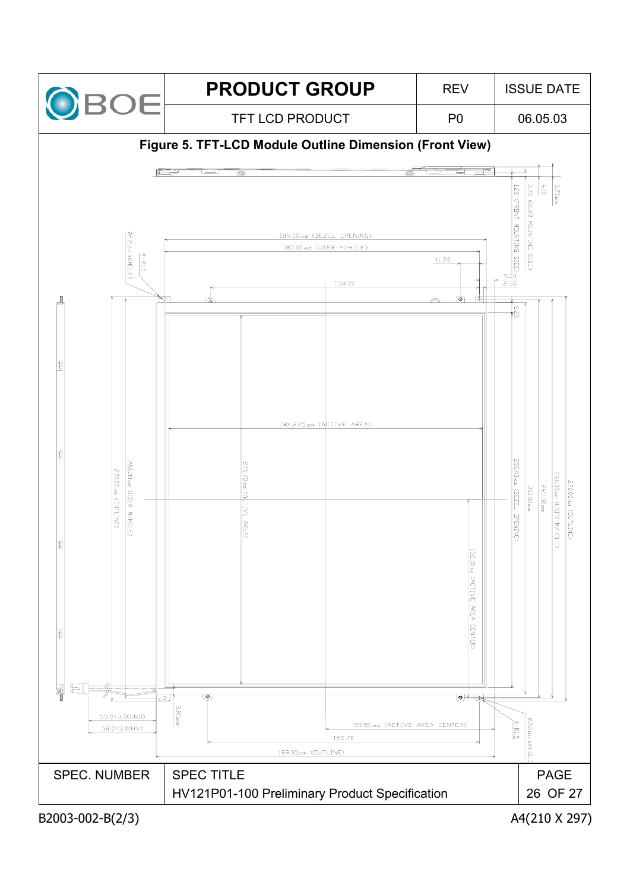# Figure 5. TFT-LCD Module Outline Dimension (Front View)

189.00±0.30 (BEZEL OPENING)

185.00±0.15 (USER M/HOLE)

11.20

158.20

184.275±0.30 (ACTIVE AREA)

245.70±0.30 (ACTIVE AREA)

132.10±0.30 (ACTIVE AREA CENTER)

99.50±0.30 (ACTIVE AREA CENTER)

159.70

199.00±0.30 (OUTLINE)

3.80±0.30

55.0±3.0(GND)

58.0±3.0(HV)

266.00±0.15 (USER M/HOLE)

270.00±0.30 (OUTLINE)

φ2.2±0.1/-0.05(HOLE)

4-R1.5

1.20 (FRONT MOUNTING SIDE)

2.70 (REAR MOUNTING SIDE)

6.10

6.70±0.30

9.00

2.50

6.20

250.40±0.30 (BEZEL OPENING)

261.00±0.30

265.50±0.30

266.00±0.15 (USER M/HOLE)

270.00±0.30 (OUTLINE)

4-R1.5

φ2.2±0.1/-0.05(HOLE)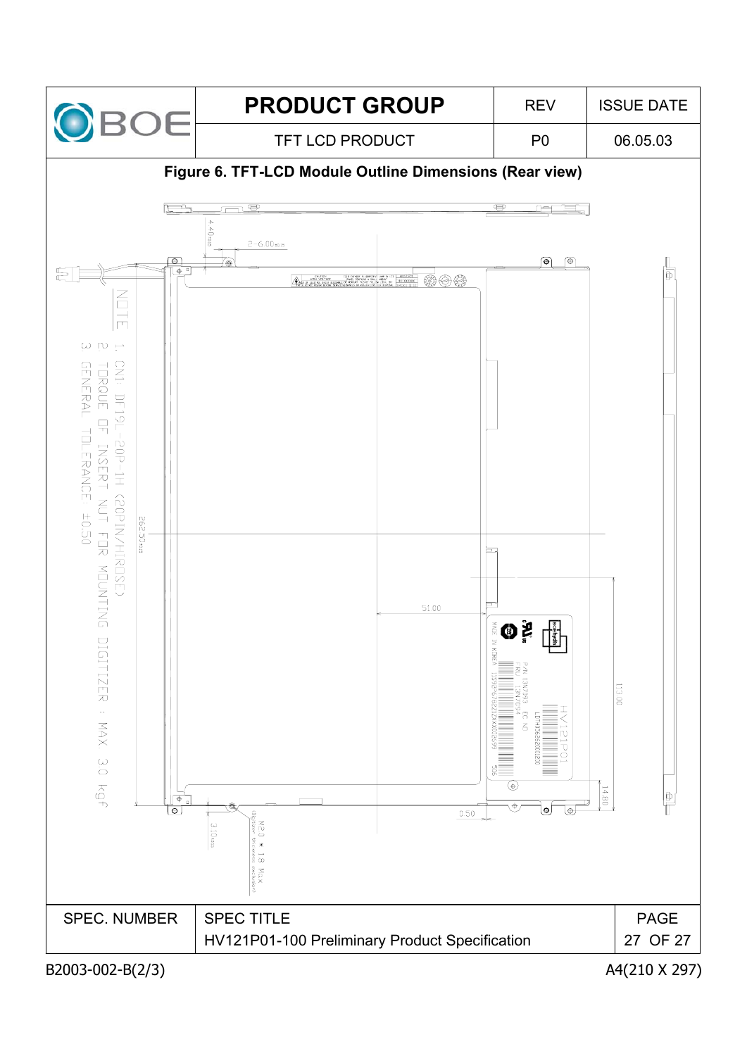**Figure 6. TFT-LCD Module Outline Dimensions (Rear view)**

NOTE
1. CN1: DF19L-20P-1H (20PIN/HIROSE)
2. TORQUE OF INSERT NUT FOR MOUNTING DIGITIZER : MAX. 3.0 kgf
3. GENERAL TOLERANCE: ±0.50

4.40
2-6.00
262.50
51.00
113.00
14.80
0.50
3.10
M2.0 × 1.8 Max
(Digitizer thickness excluded)

HV121P01
MADE IN KOREA
P/N 13N7093 EC NO
FRU 13N7094